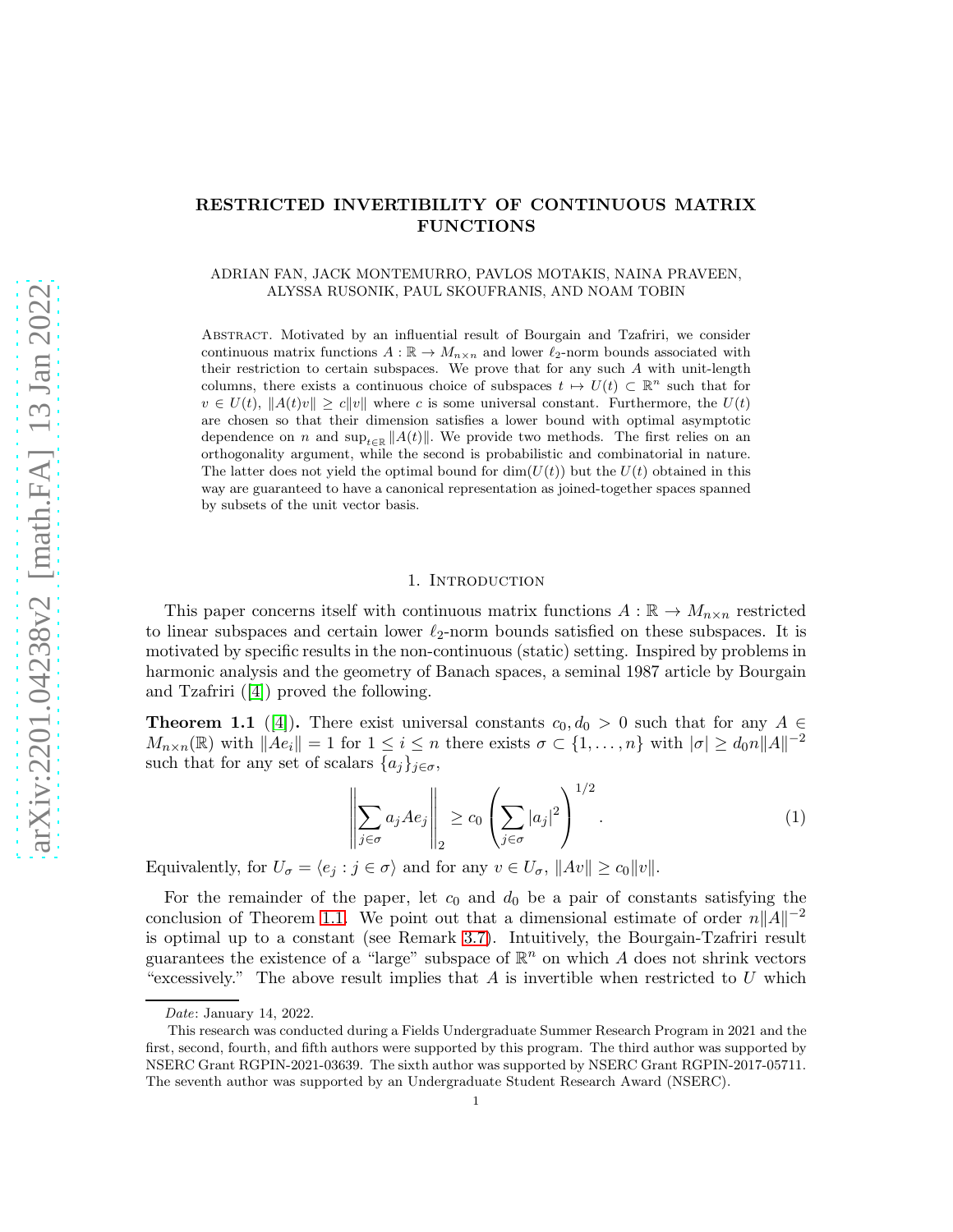# RESTRICTED INVERTIBILITY OF CONTINUOUS MATRIX FUNCTIONS

ADRIAN FAN, JACK MONTEMURRO, PAVLOS MOTAKIS, NAINA PRAVEEN, ALYSSA RUSONIK, PAUL SKOUFRANIS, AND NOAM TOBIN

ABSTRACT. Motivated by an influential result of Bourgain and Tzafriri, we consider continuous matrix functions $A : \mathbb{R} \to M_{n\times n}$ and lower $\ell_2$-norm bounds associated with their restriction to certain subspaces. We prove that for any such $A$ with unit-length columns, there exists a continuous choice of subspaces $t \mapsto U(t) \subset \mathbb{R}^n$ such that for $v \in U(t)$, $\|A(t)v\| \geq c\|v\|$ where $c$ is some universal constant. Furthermore, the $U(t)$ are chosen so that their dimension satisfies a lower bound with optimal asymptotic dependence on $n$ and $\sup_{t\in\mathbb{R}} \|A(t)\|$. We provide two methods. The first relies on an orthogonality argument, while the second is probabilistic and combinatorial in nature. The latter does not yield the optimal bound for $\dim(U(t))$ but the $U(t)$ obtained in this way are guaranteed to have a canonical representation as joined-together spaces spanned by subsets of the unit vector basis.

## 1. Introduction

This paper concerns itself with continuous matrix functions $A : \mathbb{R} \to M_{n\times n}$ restricted to linear subspaces and certain lower $\ell_2$-norm bounds satisfied on these subspaces. It is motivated by specific results in the non-continuous (static) setting. Inspired by problems in harmonic analysis and the geometry of Banach spaces, a seminal 1987 article by Bourgain and Tzafriri ([4]) proved the following.

**Theorem 1.1** ([4]). There exist universal constants $c_0, d_0 > 0$ such that for any $A \in M_{n\times n}(\mathbb{R})$ with $\|Ae_i\| = 1$ for $1 \leq i \leq n$ there exists $\sigma \subset \{1, \ldots, n\}$ with $|\sigma| \geq d_0 n\|A\|^{-2}$ such that for any set of scalars $\{a_j\}_{j\in\sigma}$,

$$\left\| \sum_{j\in\sigma} a_j Ae_j \right\|_2 \geq c_0 \left( \sum_{j\in\sigma} |a_j|^2 \right)^{1/2}. \tag{1}$$

Equivalently, for $U_\sigma = \langle e_j : j \in \sigma \rangle$ and for any $v \in U_\sigma$, $\|Av\| \geq c_0\|v\|$.

For the remainder of the paper, let $c_0$ and $d_0$ be a pair of constants satisfying the conclusion of Theorem 1.1. We point out that a dimensional estimate of order $n\|A\|^{-2}$ is optimal up to a constant (see Remark 3.7). Intuitively, the Bourgain-Tzafriri result guarantees the existence of a "large" subspace of $\mathbb{R}^n$ on which $A$ does not shrink vectors "excessively." The above result implies that $A$ is invertible when restricted to $U$ which

*Date*: January 14, 2022.

This research was conducted during a Fields Undergraduate Summer Research Program in 2021 and the first, second, fourth, and fifth authors were supported by this program. The third author was supported by NSERC Grant RGPIN-2021-03639. The sixth author was supported by NSERC Grant RGPIN-2017-05711. The seventh author was supported by an Undergraduate Student Research Award (NSERC).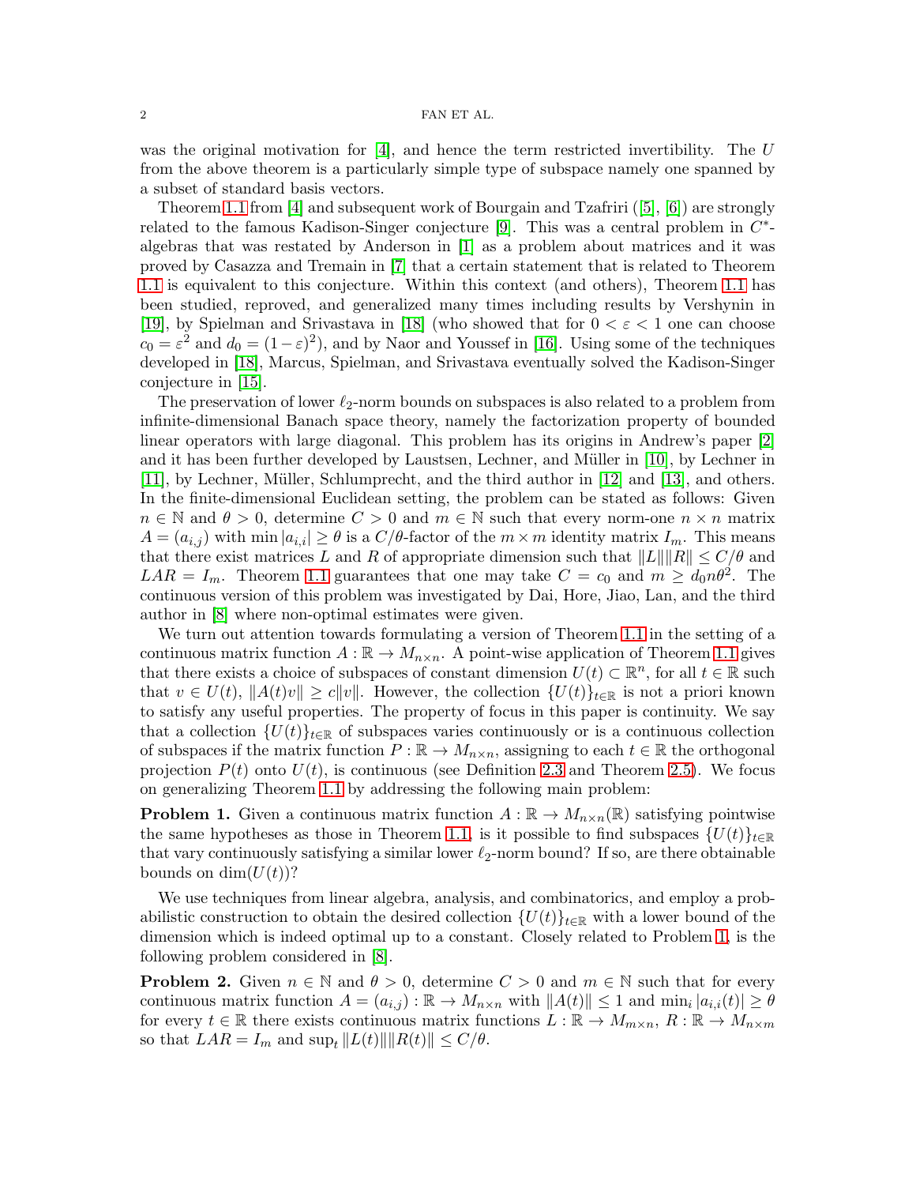was the original motivation for [4], and hence the term restricted invertibility. The $U$ from the above theorem is a particularly simple type of subspace namely one spanned by a subset of standard basis vectors.

Theorem 1.1 from [4] and subsequent work of Bourgain and Tzafriri ([5], [6]) are strongly related to the famous Kadison-Singer conjecture [9]. This was a central problem in $C^*$-algebras that was restated by Anderson in [1] as a problem about matrices and it was proved by Casazza and Tremain in [7] that a certain statement that is related to Theorem 1.1 is equivalent to this conjecture. Within this context (and others), Theorem 1.1 has been studied, reproved, and generalized many times including results by Vershynin in [19], by Spielman and Srivastava in [18] (who showed that for $0 < \varepsilon < 1$ one can choose $c_0 = \varepsilon^2$ and $d_0 = (1-\varepsilon)^2$), and by Naor and Youssef in [16]. Using some of the techniques developed in [18], Marcus, Spielman, and Srivastava eventually solved the Kadison-Singer conjecture in [15].

The preservation of lower $\ell_2$-norm bounds on subspaces is also related to a problem from infinite-dimensional Banach space theory, namely the factorization property of bounded linear operators with large diagonal. This problem has its origins in Andrew's paper [2] and it has been further developed by Laustsen, Lechner, and Müller in [10], by Lechner in [11], by Lechner, Müller, Schlumprecht, and the third author in [12] and [13], and others. In the finite-dimensional Euclidean setting, the problem can be stated as follows: Given $n \in \mathbb{N}$ and $\theta > 0$, determine $C > 0$ and $m \in \mathbb{N}$ such that every norm-one $n \times n$ matrix $A = (a_{i,j})$ with $\min |a_{i,i}| \geq \theta$ is a $C/\theta$-factor of the $m \times m$ identity matrix $I_m$. This means that there exist matrices $L$ and $R$ of appropriate dimension such that $\|L\|\|R\| \leq C/\theta$ and $LAR = I_m$. Theorem 1.1 guarantees that one may take $C = c_0$ and $m \geq d_0 n\theta^2$. The continuous version of this problem was investigated by Dai, Hore, Jiao, Lan, and the third author in [8] where non-optimal estimates were given.

We turn out attention towards formulating a version of Theorem 1.1 in the setting of a continuous matrix function $A : \mathbb{R} \to M_{n\times n}$. A point-wise application of Theorem 1.1 gives that there exists a choice of subspaces of constant dimension $U(t) \subset \mathbb{R}^n$, for all $t \in \mathbb{R}$ such that $v \in U(t)$, $\|A(t)v\| \geq c\|v\|$. However, the collection $\{U(t)\}_{t\in\mathbb{R}}$ is not a priori known to satisfy any useful properties. The property of focus in this paper is continuity. We say that a collection $\{U(t)\}_{t\in\mathbb{R}}$ of subspaces varies continuously or is a continuous collection of subspaces if the matrix function $P : \mathbb{R} \to M_{n\times n}$, assigning to each $t \in \mathbb{R}$ the orthogonal projection $P(t)$ onto $U(t)$, is continuous (see Definition 2.3 and Theorem 2.5). We focus on generalizing Theorem 1.1 by addressing the following main problem:

**Problem 1.** Given a continuous matrix function $A : \mathbb{R} \to M_{n\times n}(\mathbb{R})$ satisfying pointwise the same hypotheses as those in Theorem 1.1, is it possible to find subspaces $\{U(t)\}_{t\in\mathbb{R}}$ that vary continuously satisfying a similar lower $\ell_2$-norm bound? If so, are there obtainable bounds on $\dim(U(t))$?

We use techniques from linear algebra, analysis, and combinatorics, and employ a probabilistic construction to obtain the desired collection $\{U(t)\}_{t\in\mathbb{R}}$ with a lower bound of the dimension which is indeed optimal up to a constant. Closely related to Problem 1, is the following problem considered in [8].

**Problem 2.** Given $n \in \mathbb{N}$ and $\theta > 0$, determine $C > 0$ and $m \in \mathbb{N}$ such that for every continuous matrix function $A = (a_{i,j}) : \mathbb{R} \to M_{n\times n}$ with $\|A(t)\| \leq 1$ and $\min_i |a_{i,i}(t)| \geq \theta$ for every $t \in \mathbb{R}$ there exists continuous matrix functions $L : \mathbb{R} \to M_{m\times n}$, $R : \mathbb{R} \to M_{n\times m}$ so that $LAR = I_m$ and $\sup_t \|L(t)\|\|R(t)\| \leq C/\theta$.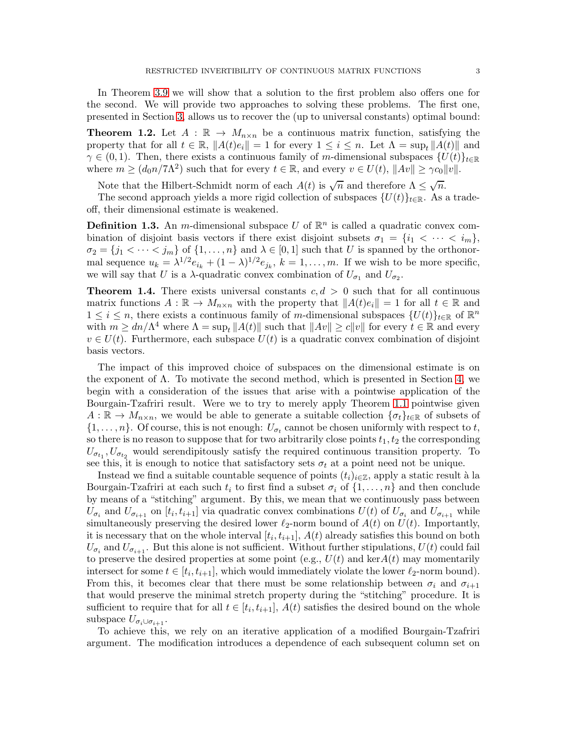In Theorem 3.9 we will show that a solution to the first problem also offers one for the second. We will provide two approaches to solving these problems. The first one, presented in Section 3, allows us to recover the (up to universal constants) optimal bound:

**Theorem 1.2.** Let $A : \mathbb{R} \to M_{n\times n}$ be a continuous matrix function, satisfying the property that for all $t \in \mathbb{R}$, $\|A(t)e_i\| = 1$ for every $1 \le i \le n$. Let $\Lambda = \sup_t \|A(t)\|$ and $\gamma \in (0, 1)$. Then, there exists a continuous family of $m$-dimensional subspaces $\{U(t)\}_{t\in\mathbb{R}}$ where $m \ge (d_0 n/7\Lambda^2)$ such that for every $t \in \mathbb{R}$, and every $v \in U(t)$, $\|Av\| \ge \gamma c_0 \|v\|$.

Note that the Hilbert-Schmidt norm of each $A(t)$ is $\sqrt{n}$ and therefore $\Lambda \le \sqrt{n}$.

The second approach yields a more rigid collection of subspaces $\{U(t)\}_{t\in\mathbb{R}}$. As a trade-off, their dimensional estimate is weakened.

**Definition 1.3.** An $m$-dimensional subspace $U$ of $\mathbb{R}^n$ is called a quadratic convex combination of disjoint basis vectors if there exist disjoint subsets $\sigma_1 = \{i_1 < \cdots < i_m\}$, $\sigma_2 = \{j_1 < \cdots < j_m\}$ of $\{1, \ldots, n\}$ and $\lambda \in [0, 1]$ such that $U$ is spanned by the orthonormal sequence $u_k = \lambda^{1/2} e_{i_k} + (1 - \lambda)^{1/2} e_{j_k}$, $k = 1, \ldots, m$. If we wish to be more specific, we will say that $U$ is a $\lambda$-quadratic convex combination of $U_{\sigma_1}$ and $U_{\sigma_2}$.

**Theorem 1.4.** There exists universal constants $c, d > 0$ such that for all continuous matrix functions $A : \mathbb{R} \to M_{n\times n}$ with the property that $\|A(t)e_i\| = 1$ for all $t \in \mathbb{R}$ and $1 \le i \le n$, there exists a continuous family of $m$-dimensional subspaces $\{U(t)\}_{t\in\mathbb{R}}$ of $\mathbb{R}^n$ with $m \ge dn/\Lambda^4$ where $\Lambda = \sup_t \|A(t)\|$ such that $\|Av\| \ge c\|v\|$ for every $t \in \mathbb{R}$ and every $v \in U(t)$. Furthermore, each subspace $U(t)$ is a quadratic convex combination of disjoint basis vectors.

The impact of this improved choice of subspaces on the dimensional estimate is on the exponent of $\Lambda$. To motivate the second method, which is presented in Section 4, we begin with a consideration of the issues that arise with a pointwise application of the Bourgain-Tzafriri result. Were we to try to merely apply Theorem 1.1 pointwise given $A : \mathbb{R} \to M_{n\times n}$, we would be able to generate a suitable collection $\{\sigma_t\}_{t\in\mathbb{R}}$ of subsets of $\{1, \ldots, n\}$. Of course, this is not enough: $U_{\sigma_t}$ cannot be chosen uniformly with respect to $t$, so there is no reason to suppose that for two arbitrarily close points $t_1, t_2$ the corresponding $U_{\sigma_{t_1}}, U_{\sigma_{t_2}}$ would serendipitously satisfy the required continuous transition property. To see this, it is enough to notice that satisfactory sets $\sigma_t$ at a point need not be unique.

Instead we find a suitable countable sequence of points $(t_i)_{i\in\mathbb{Z}}$, apply a static result à la Bourgain-Tzafriri at each such $t_i$ to first find a subset $\sigma_i$ of $\{1, \ldots, n\}$ and then conclude by means of a "stitching" argument. By this, we mean that we continuously pass between $U_{\sigma_i}$ and $U_{\sigma_{i+1}}$ on $[t_i, t_{i+1}]$ via quadratic convex combinations $U(t)$ of $U_{\sigma_i}$ and $U_{\sigma_{i+1}}$ while simultaneously preserving the desired lower $\ell_2$-norm bound of $A(t)$ on $U(t)$. Importantly, it is necessary that on the whole interval $[t_i, t_{i+1}]$, $A(t)$ already satisfies this bound on both $U_{\sigma_i}$ and $U_{\sigma_{i+1}}$. But this alone is not sufficient. Without further stipulations, $U(t)$ could fail to preserve the desired properties at some point (e.g., $U(t)$ and $\ker A(t)$ may momentarily intersect for some $t \in [t_i, t_{i+1}]$, which would immediately violate the lower $\ell_2$-norm bound). From this, it becomes clear that there must be some relationship between $\sigma_i$ and $\sigma_{i+1}$ that would preserve the minimal stretch property during the "stitching" procedure. It is sufficient to require that for all $t \in [t_i, t_{i+1}]$, $A(t)$ satisfies the desired bound on the whole subspace $U_{\sigma_i \cup \sigma_{i+1}}$.

To achieve this, we rely on an iterative application of a modified Bourgain-Tzafriri argument. The modification introduces a dependence of each subsequent column set on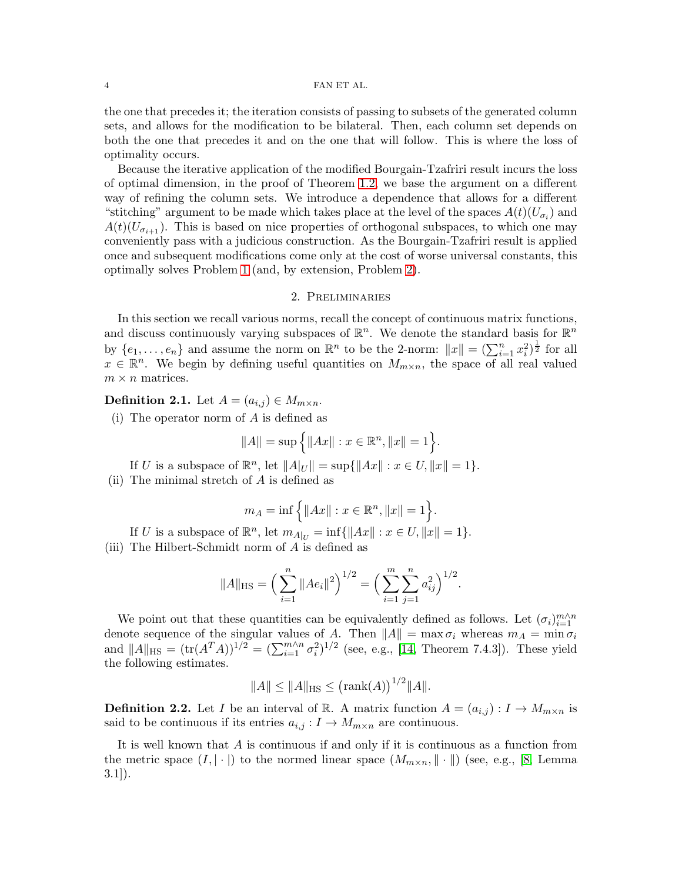the one that precedes it; the iteration consists of passing to subsets of the generated column sets, and allows for the modification to be bilateral. Then, each column set depends on both the one that precedes it and on the one that will follow. This is where the loss of optimality occurs.

Because the iterative application of the modified Bourgain-Tzafriri result incurs the loss of optimal dimension, in the proof of Theorem 1.2, we base the argument on a different way of refining the column sets. We introduce a dependence that allows for a different "stitching" argument to be made which takes place at the level of the spaces $A(t)(U_{\sigma_i})$ and $A(t)(U_{\sigma_{i+1}})$. This is based on nice properties of orthogonal subspaces, to which one may conveniently pass with a judicious construction. As the Bourgain-Tzafriri result is applied once and subsequent modifications come only at the cost of worse universal constants, this optimally solves Problem 1 (and, by extension, Problem 2).

## 2. Preliminaries

In this section we recall various norms, recall the concept of continuous matrix functions, and discuss continuously varying subspaces of $\mathbb{R}^n$. We denote the standard basis for $\mathbb{R}^n$ by $\{e_1, \ldots, e_n\}$ and assume the norm on $\mathbb{R}^n$ to be the 2-norm: $\|x\| = (\sum_{i=1}^n x_i^2)^{\frac{1}{2}}$ for all $x \in \mathbb{R}^n$. We begin by defining useful quantities on $M_{m\times n}$, the space of all real valued $m \times n$ matrices.

**Definition 2.1.** Let $A = (a_{i,j}) \in M_{m\times n}$.

(i) The operator norm of $A$ is defined as

$$\|A\| = \sup\Big\{\|Ax\| : x \in \mathbb{R}^n, \|x\| = 1\Big\}.$$

If $U$ is a subspace of $\mathbb{R}^n$, let $\|A|_U\| = \sup\{\|Ax\| : x \in U, \|x\| = 1\}$.

(ii) The minimal stretch of $A$ is defined as

$$m_A = \inf\Big\{\|Ax\| : x \in \mathbb{R}^n, \|x\| = 1\Big\}.$$

If $U$ is a subspace of $\mathbb{R}^n$, let $m_{A|_U} = \inf\{\|Ax\| : x \in U, \|x\| = 1\}$.

(iii) The Hilbert-Schmidt norm of $A$ is defined as

$$\|A\|_{\mathrm{HS}} = \Big(\sum_{i=1}^n \|Ae_i\|^2\Big)^{1/2} = \Big(\sum_{i=1}^m \sum_{j=1}^n a_{ij}^2\Big)^{1/2}.$$

We point out that these quantities can be equivalently defined as follows. Let $(\sigma_i)_{i=1}^{m\wedge n}$ denote sequence of the singular values of $A$. Then $\|A\| = \max \sigma_i$ whereas $m_A = \min \sigma_i$ and $\|A\|_{\mathrm{HS}} = (\mathrm{tr}(A^T A))^{1/2} = (\sum_{i=1}^{m\wedge n} \sigma_i^2)^{1/2}$ (see, e.g., [14, Theorem 7.4.3]). These yield the following estimates.

$$\|A\| \le \|A\|_{\mathrm{HS}} \le \big(\mathrm{rank}(A)\big)^{1/2}\|A\|.$$

**Definition 2.2.** Let $I$ be an interval of $\mathbb{R}$. A matrix function $A = (a_{i,j}) : I \to M_{m\times n}$ is said to be continuous if its entries $a_{i,j} : I \to M_{m\times n}$ are continuous.

It is well known that $A$ is continuous if and only if it is continuous as a function from the metric space $(I, |\cdot|)$ to the normed linear space $(M_{m\times n}, \|\cdot\|)$ (see, e.g., [8, Lemma 3.1]).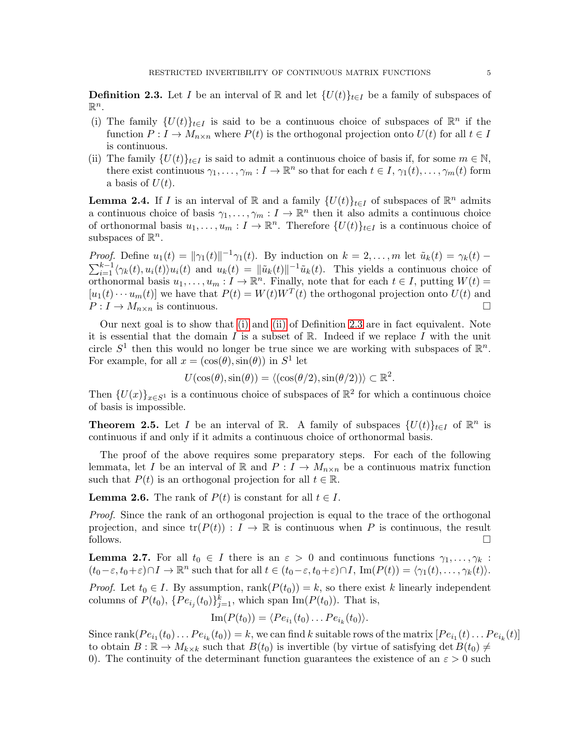**Definition 2.3.** Let $I$ be an interval of $\mathbb{R}$ and let $\{U(t)\}_{t\in I}$ be a family of subspaces of $\mathbb{R}^n$.

(i) The family $\{U(t)\}_{t\in I}$ is said to be a continuous choice of subspaces of $\mathbb{R}^n$ if the function $P : I \to M_{n\times n}$ where $P(t)$ is the orthogonal projection onto $U(t)$ for all $t \in I$ is continuous.

(ii) The family $\{U(t)\}_{t\in I}$ is said to admit a continuous choice of basis if, for some $m \in \mathbb{N}$, there exist continuous $\gamma_1, \ldots, \gamma_m : I \to \mathbb{R}^n$ so that for each $t \in I$, $\gamma_1(t), \ldots, \gamma_m(t)$ form a basis of $U(t)$.

**Lemma 2.4.** If $I$ is an interval of $\mathbb{R}$ and a family $\{U(t)\}_{t\in I}$ of subspaces of $\mathbb{R}^n$ admits a continuous choice of basis $\gamma_1, \ldots, \gamma_m : I \to \mathbb{R}^n$ then it also admits a continuous choice of orthonormal basis $u_1, \ldots, u_m : I \to \mathbb{R}^n$. Therefore $\{U(t)\}_{t\in I}$ is a continuous choice of subspaces of $\mathbb{R}^n$.

*Proof.* Define $u_1(t) = \|\gamma_1(t)\|^{-1}\gamma_1(t)$. By induction on $k = 2, \ldots, m$ let $\tilde{u}_k(t) = \gamma_k(t) - \sum_{i=1}^{k-1}\langle\gamma_k(t), u_i(t)\rangle u_i(t)$ and $u_k(t) = \|\tilde{u}_k(t)\|^{-1}\tilde{u}_k(t)$. This yields a continuous choice of orthonormal basis $u_1, \ldots, u_m : I \to \mathbb{R}^n$. Finally, note that for each $t \in I$, putting $W(t) = [u_1(t) \cdots u_m(t)]$ we have that $P(t) = W(t)W^T(t)$ the orthogonal projection onto $U(t)$ and $P : I \to M_{n\times n}$ is continuous. □

Our next goal is to show that (i) and (ii) of Definition 2.3 are in fact equivalent. Note it is essential that the domain $I$ is a subset of $\mathbb{R}$. Indeed if we replace $I$ with the unit circle $S^1$ then this would no longer be true since we are working with subspaces of $\mathbb{R}^n$. For example, for all $x = (\cos(\theta), \sin(\theta))$ in $S^1$ let

$$U(\cos(\theta), \sin(\theta)) = \langle(\cos(\theta/2), \sin(\theta/2))\rangle \subset \mathbb{R}^2.$$

Then $\{U(x)\}_{x\in S^1}$ is a continuous choice of subspaces of $\mathbb{R}^2$ for which a continuous choice of basis is impossible.

**Theorem 2.5.** Let $I$ be an interval of $\mathbb{R}$. A family of subspaces $\{U(t)\}_{t\in I}$ of $\mathbb{R}^n$ is continuous if and only if it admits a continuous choice of orthonormal basis.

The proof of the above requires some preparatory steps. For each of the following lemmata, let $I$ be an interval of $\mathbb{R}$ and $P : I \to M_{n\times n}$ be a continuous matrix function such that $P(t)$ is an orthogonal projection for all $t \in \mathbb{R}$.

**Lemma 2.6.** The rank of $P(t)$ is constant for all $t \in I$.

*Proof.* Since the rank of an orthogonal projection is equal to the trace of the orthogonal projection, and since $\mathrm{tr}(P(t)) : I \to \mathbb{R}$ is continuous when $P$ is continuous, the result follows. □

**Lemma 2.7.** For all $t_0 \in I$ there is an $\varepsilon > 0$ and continuous functions $\gamma_1, \ldots, \gamma_k : (t_0-\varepsilon, t_0+\varepsilon)\cap I \to \mathbb{R}^n$ such that for all $t \in (t_0-\varepsilon, t_0+\varepsilon)\cap I$, $\mathrm{Im}(P(t)) = \langle\gamma_1(t), \ldots, \gamma_k(t)\rangle$.

*Proof.* Let $t_0 \in I$. By assumption, $\mathrm{rank}(P(t_0)) = k$, so there exist $k$ linearly independent columns of $P(t_0)$, $\{Pe_{i_j}(t_0)\}_{j=1}^k$, which span $\mathrm{Im}(P(t_0))$. That is,

$$\mathrm{Im}(P(t_0)) = \langle Pe_{i_1}(t_0) \ldots Pe_{i_k}(t_0)\rangle.$$

Since $\mathrm{rank}(Pe_{i_1}(t_0) \ldots Pe_{i_k}(t_0)) = k$, we can find $k$ suitable rows of the matrix $[Pe_{i_1}(t) \ldots Pe_{i_k}(t)]$ to obtain $B : \mathbb{R} \to M_{k\times k}$ such that $B(t_0)$ is invertible (by virtue of satisfying $\det B(t_0) \neq 0$). The continuity of the determinant function guarantees the existence of an $\varepsilon > 0$ such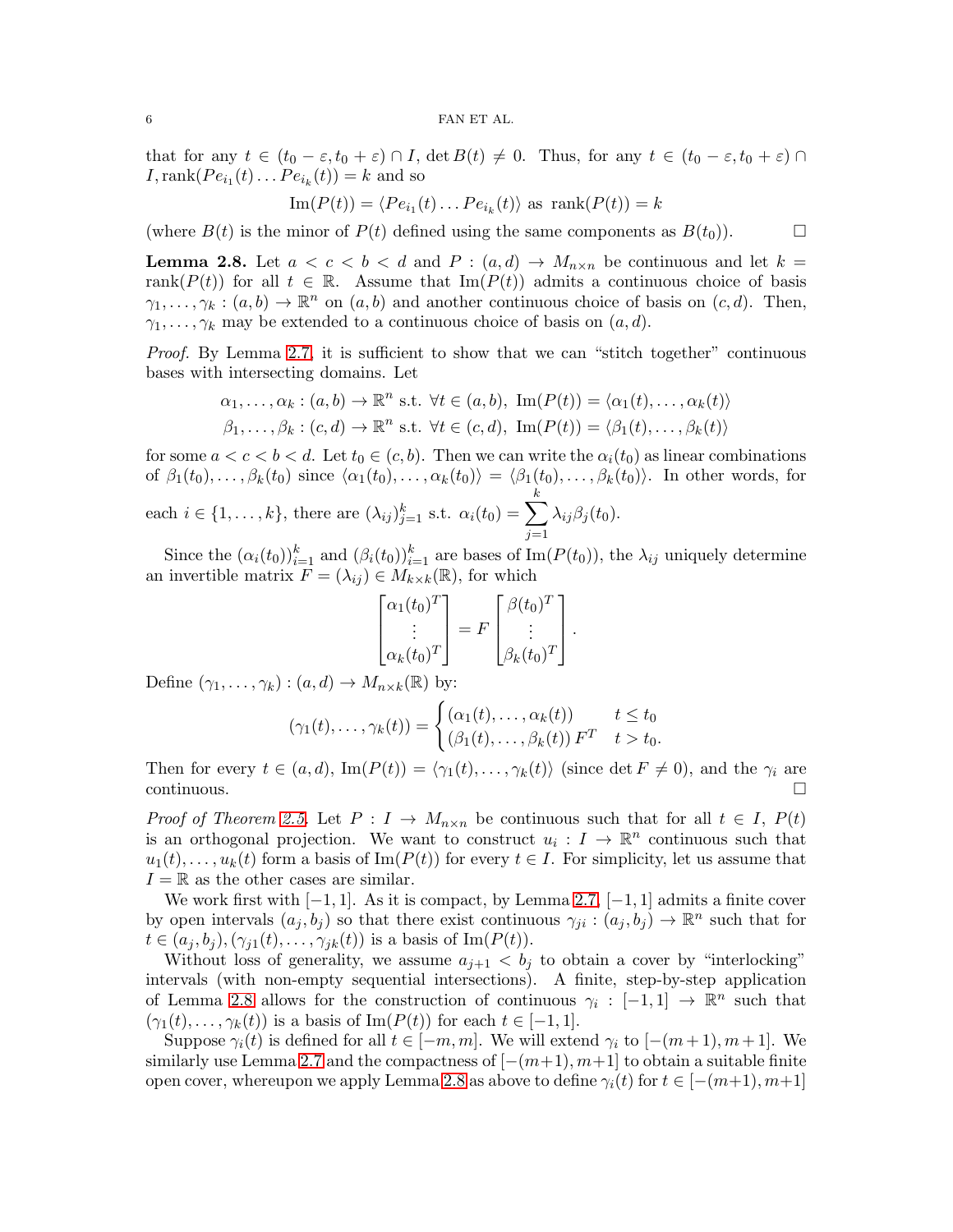that for any $t \in (t_0 - \varepsilon, t_0 + \varepsilon) \cap I$, $\det B(t) \neq 0$. Thus, for any $t \in (t_0 - \varepsilon, t_0 + \varepsilon) \cap I$, $\operatorname{rank}(Pe_{i_1}(t) \dots Pe_{i_k}(t)) = k$ and so

$$\operatorname{Im}(P(t)) = \langle Pe_{i_1}(t) \dots Pe_{i_k}(t) \rangle \text{ as } \operatorname{rank}(P(t)) = k$$

(where $B(t)$ is the minor of $P(t)$ defined using the same components as $B(t_0)$). □

**Lemma 2.8.** Let $a < c < b < d$ and $P : (a,d) \to M_{n \times n}$ be continuous and let $k = \operatorname{rank}(P(t))$ for all $t \in \mathbb{R}$. Assume that $\operatorname{Im}(P(t))$ admits a continuous choice of basis $\gamma_1, \dots, \gamma_k : (a,b) \to \mathbb{R}^n$ on $(a,b)$ and another continuous choice of basis on $(c,d)$. Then, $\gamma_1, \dots, \gamma_k$ may be extended to a continuous choice of basis on $(a,d)$.

*Proof.* By Lemma 2.7, it is sufficient to show that we can "stitch together" continuous bases with intersecting domains. Let

$$\alpha_1, \dots, \alpha_k : (a,b) \to \mathbb{R}^n \text{ s.t. } \forall t \in (a,b),\ \operatorname{Im}(P(t)) = \langle \alpha_1(t), \dots, \alpha_k(t) \rangle$$
$$\beta_1, \dots, \beta_k : (c,d) \to \mathbb{R}^n \text{ s.t. } \forall t \in (c,d),\ \operatorname{Im}(P(t)) = \langle \beta_1(t), \dots, \beta_k(t) \rangle$$

for some $a < c < b < d$. Let $t_0 \in (c,b)$. Then we can write the $\alpha_i(t_0)$ as linear combinations of $\beta_1(t_0), \dots, \beta_k(t_0)$ since $\langle \alpha_1(t_0), \dots, \alpha_k(t_0) \rangle = \langle \beta_1(t_0), \dots, \beta_k(t_0) \rangle$. In other words, for each $i \in \{1, \dots, k\}$, there are $(\lambda_{ij})_{j=1}^k$ s.t. $\alpha_i(t_0) = \sum_{j=1}^{k} \lambda_{ij} \beta_j(t_0)$.

Since the $(\alpha_i(t_0))_{i=1}^k$ and $(\beta_i(t_0))_{i=1}^k$ are bases of $\operatorname{Im}(P(t_0))$, the $\lambda_{ij}$ uniquely determine an invertible matrix $F = (\lambda_{ij}) \in M_{k \times k}(\mathbb{R})$, for which

$$\begin{bmatrix} \alpha_1(t_0)^T \\ \vdots \\ \alpha_k(t_0)^T \end{bmatrix} = F \begin{bmatrix} \beta(t_0)^T \\ \vdots \\ \beta_k(t_0)^T \end{bmatrix}.$$

Define $(\gamma_1, \dots, \gamma_k) : (a,d) \to M_{n \times k}(\mathbb{R})$ by:

$$(\gamma_1(t), \dots, \gamma_k(t)) = \begin{cases} (\alpha_1(t), \dots, \alpha_k(t)) & t \leq t_0 \\ (\beta_1(t), \dots, \beta_k(t))\, F^T & t > t_0. \end{cases}$$

Then for every $t \in (a,d)$, $\operatorname{Im}(P(t)) = \langle \gamma_1(t), \dots, \gamma_k(t) \rangle$ (since $\det F \neq 0$), and the $\gamma_i$ are continuous. □

*Proof of Theorem 2.5.* Let $P : I \to M_{n \times n}$ be continuous such that for all $t \in I$, $P(t)$ is an orthogonal projection. We want to construct $u_i : I \to \mathbb{R}^n$ continuous such that $u_1(t), \dots, u_k(t)$ form a basis of $\operatorname{Im}(P(t))$ for every $t \in I$. For simplicity, let us assume that $I = \mathbb{R}$ as the other cases are similar.

We work first with $[-1,1]$. As it is compact, by Lemma 2.7, $[-1,1]$ admits a finite cover by open intervals $(a_j, b_j)$ so that there exist continuous $\gamma_{ji} : (a_j, b_j) \to \mathbb{R}^n$ such that for $t \in (a_j, b_j), (\gamma_{j1}(t), \dots, \gamma_{jk}(t))$ is a basis of $\operatorname{Im}(P(t))$.

Without loss of generality, we assume $a_{j+1} < b_j$ to obtain a cover by "interlocking" intervals (with non-empty sequential intersections). A finite, step-by-step application of Lemma 2.8 allows for the construction of continuous $\gamma_i : [-1,1] \to \mathbb{R}^n$ such that $(\gamma_1(t), \dots, \gamma_k(t))$ is a basis of $\operatorname{Im}(P(t))$ for each $t \in [-1,1]$.

Suppose $\gamma_i(t)$ is defined for all $t \in [-m, m]$. We will extend $\gamma_i$ to $[-(m+1), m+1]$. We similarly use Lemma 2.7 and the compactness of $[-(m+1), m+1]$ to obtain a suitable finite open cover, whereupon we apply Lemma 2.8 as above to define $\gamma_i(t)$ for $t \in [-(m+1), m+1]$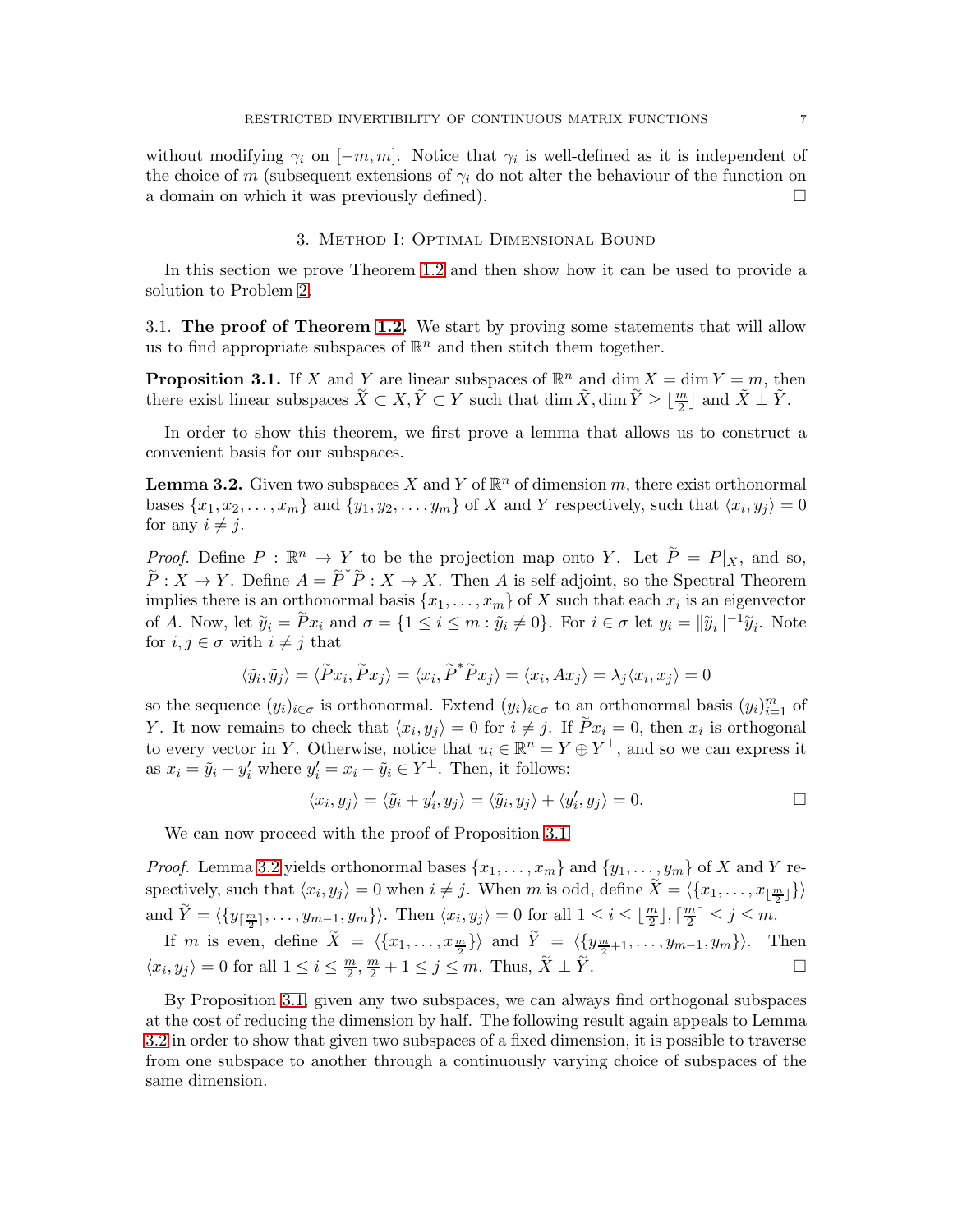without modifying $\gamma_i$ on $[-m, m]$. Notice that $\gamma_i$ is well-defined as it is independent of the choice of $m$ (subsequent extensions of $\gamma_i$ do not alter the behaviour of the function on a domain on which it was previously defined). $\square$

## 3. Method I: Optimal Dimensional Bound

In this section we prove Theorem 1.2 and then show how it can be used to provide a solution to Problem 2.

### 3.1. The proof of Theorem 1.2.

We start by proving some statements that will allow us to find appropriate subspaces of $\mathbb{R}^n$ and then stitch them together.

**Proposition 3.1.** *If $X$ and $Y$ are linear subspaces of $\mathbb{R}^n$ and $\dim X = \dim Y = m$, then there exist linear subspaces $\tilde{X} \subset X, \tilde{Y} \subset Y$ such that $\dim \tilde{X}, \dim \tilde{Y} \geq \lfloor \frac{m}{2} \rfloor$ and $\tilde{X} \perp \tilde{Y}$.*

In order to show this theorem, we first prove a lemma that allows us to construct a convenient basis for our subspaces.

**Lemma 3.2.** *Given two subspaces $X$ and $Y$ of $\mathbb{R}^n$ of dimension $m$, there exist orthonormal bases $\{x_1, x_2, \dots, x_m\}$ and $\{y_1, y_2, \dots, y_m\}$ of $X$ and $Y$ respectively, such that $\langle x_i, y_j \rangle = 0$ for any $i \neq j$.*

*Proof.* Define $P : \mathbb{R}^n \to Y$ to be the projection map onto $Y$. Let $\widetilde{P} = P|_X$, and so, $\widetilde{P} : X \to Y$. Define $A = \widetilde{P}^* \widetilde{P} : X \to X$. Then $A$ is self-adjoint, so the Spectral Theorem implies there is an orthonormal basis $\{x_1, \dots, x_m\}$ of $X$ such that each $x_i$ is an eigenvector of $A$. Now, let $\tilde{y}_i = \widetilde{P} x_i$ and $\sigma = \{1 \leq i \leq m : \tilde{y}_i \neq 0\}$. For $i \in \sigma$ let $y_i = \|\tilde{y}_i\|^{-1} \tilde{y}_i$. Note for $i, j \in \sigma$ with $i \neq j$ that

$$\langle \tilde{y}_i, \tilde{y}_j \rangle = \langle \widetilde{P} x_i, \widetilde{P} x_j \rangle = \langle x_i, \widetilde{P}^* \widetilde{P} x_j \rangle = \langle x_i, A x_j \rangle = \lambda_j \langle x_i, x_j \rangle = 0$$

so the sequence $(y_i)_{i \in \sigma}$ is orthonormal. Extend $(y_i)_{i \in \sigma}$ to an orthonormal basis $(y_i)_{i=1}^m$ of $Y$. It now remains to check that $\langle x_i, y_j \rangle = 0$ for $i \neq j$. If $\widetilde{P} x_i = 0$, then $x_i$ is orthogonal to every vector in $Y$. Otherwise, notice that $u_i \in \mathbb{R}^n = Y \oplus Y^\perp$, and so we can express it as $x_i = \tilde{y}_i + y'_i$ where $y'_i = x_i - \tilde{y}_i \in Y^\perp$. Then, it follows:

$$\langle x_i, y_j \rangle = \langle \tilde{y}_i + y'_i, y_j \rangle = \langle \tilde{y}_i, y_j \rangle + \langle y'_i, y_j \rangle = 0. \qquad \square$$

We can now proceed with the proof of Proposition 3.1.

*Proof.* Lemma 3.2 yields orthonormal bases $\{x_1, \dots, x_m\}$ and $\{y_1, \dots, y_m\}$ of $X$ and $Y$ respectively, such that $\langle x_i, y_j \rangle = 0$ when $i \neq j$. When $m$ is odd, define $\widetilde{X} = \langle \{x_1, \dots, x_{\lfloor \frac{m}{2} \rfloor}\} \rangle$ and $\widetilde{Y} = \langle \{y_{\lceil \frac{m}{2} \rceil}, \dots, y_{m-1}, y_m\} \rangle$. Then $\langle x_i, y_j \rangle = 0$ for all $1 \leq i \leq \lfloor \frac{m}{2} \rfloor, \lceil \frac{m}{2} \rceil \leq j \leq m$.

If $m$ is even, define $\widetilde{X} = \langle \{x_1, \dots, x_{\frac{m}{2}}\} \rangle$ and $\widetilde{Y} = \langle \{y_{\frac{m}{2}+1}, \dots, y_{m-1}, y_m\} \rangle$. Then $\langle x_i, y_j \rangle = 0$ for all $1 \leq i \leq \frac{m}{2}, \frac{m}{2} + 1 \leq j \leq m$. Thus, $\widetilde{X} \perp \widetilde{Y}$. $\square$

By Proposition 3.1, given any two subspaces, we can always find orthogonal subspaces at the cost of reducing the dimension by half. The following result again appeals to Lemma 3.2 in order to show that given two subspaces of a fixed dimension, it is possible to traverse from one subspace to another through a continuously varying choice of subspaces of the same dimension.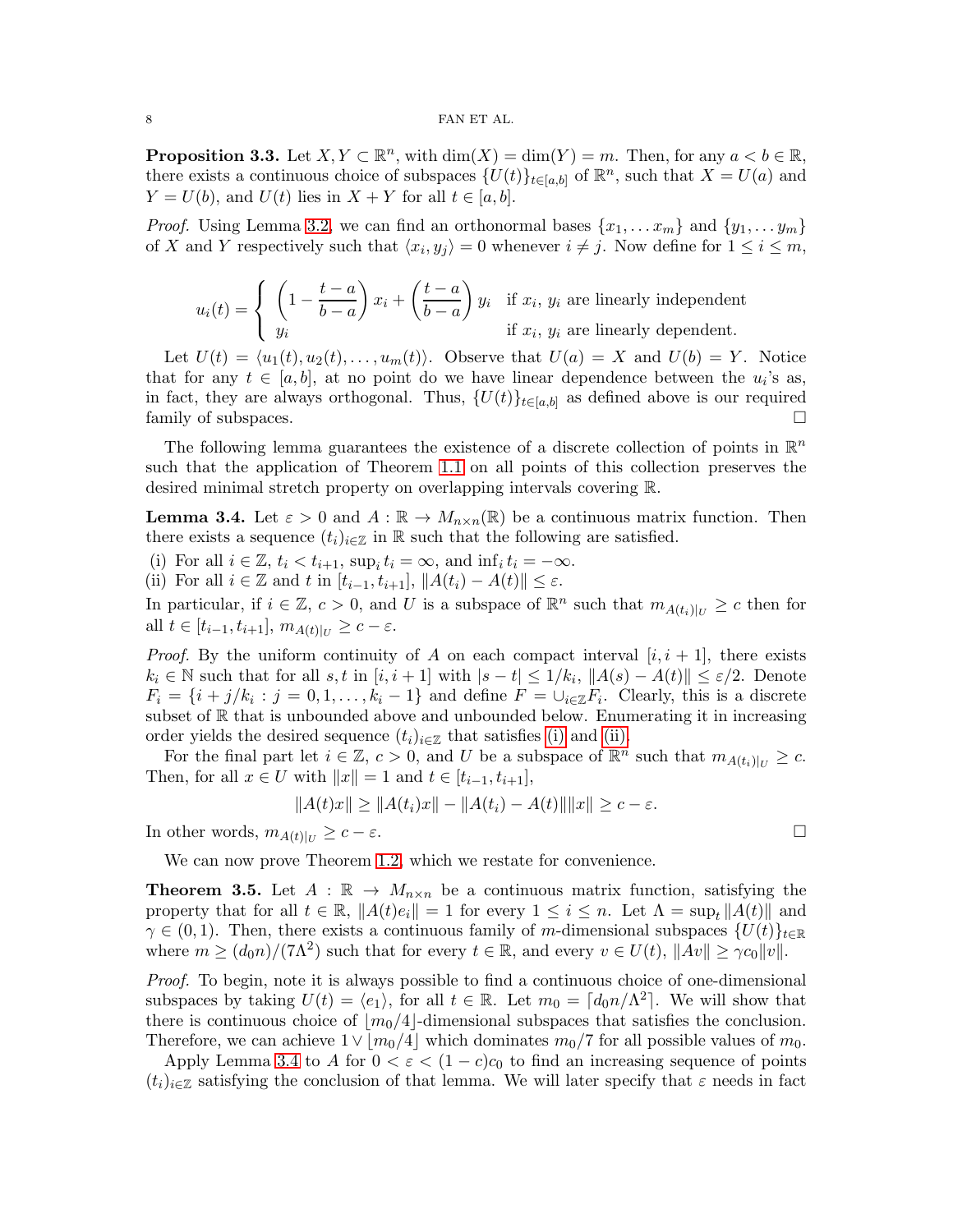**Proposition 3.3.** Let $X, Y \subset \mathbb{R}^n$, with $\dim(X) = \dim(Y) = m$. Then, for any $a < b \in \mathbb{R}$, there exists a continuous choice of subspaces $\{U(t)\}_{t\in[a,b]}$ of $\mathbb{R}^n$, such that $X = U(a)$ and $Y = U(b)$, and $U(t)$ lies in $X + Y$ for all $t \in [a, b]$.

*Proof.* Using Lemma 3.2, we can find an orthonormal bases $\{x_1, \dots x_m\}$ and $\{y_1, \dots y_m\}$ of $X$ and $Y$ respectively such that $\langle x_i, y_j\rangle = 0$ whenever $i \neq j$. Now define for $1 \leq i \leq m$,

$$u_i(t) = \begin{cases} \left(1 - \dfrac{t-a}{b-a}\right) x_i + \left(\dfrac{t-a}{b-a}\right) y_i & \text{if } x_i,\, y_i \text{ are linearly independent} \\ y_i & \text{if } x_i,\, y_i \text{ are linearly dependent.} \end{cases}$$

Let $U(t) = \langle u_1(t), u_2(t), \dots, u_m(t)\rangle$. Observe that $U(a) = X$ and $U(b) = Y$. Notice that for any $t \in [a, b]$, at no point do we have linear dependence between the $u_i$'s as, in fact, they are always orthogonal. Thus, $\{U(t)\}_{t\in[a,b]}$ as defined above is our required family of subspaces. □

The following lemma guarantees the existence of a discrete collection of points in $\mathbb{R}^n$ such that the application of Theorem 1.1 on all points of this collection preserves the desired minimal stretch property on overlapping intervals covering $\mathbb{R}$.

**Lemma 3.4.** Let $\varepsilon > 0$ and $A : \mathbb{R} \to M_{n\times n}(\mathbb{R})$ be a continuous matrix function. Then there exists a sequence $(t_i)_{i\in\mathbb{Z}}$ in $\mathbb{R}$ such that the following are satisfied.

(i) For all $i \in \mathbb{Z}$, $t_i < t_{i+1}$, $\sup_i t_i = \infty$, and $\inf_i t_i = -\infty$.
(ii) For all $i \in \mathbb{Z}$ and $t$ in $[t_{i-1}, t_{i+1}]$, $\|A(t_i) - A(t)\| \leq \varepsilon$.

In particular, if $i \in \mathbb{Z}$, $c > 0$, and $U$ is a subspace of $\mathbb{R}^n$ such that $m_{A(t_i)|_U} \geq c$ then for all $t \in [t_{i-1}, t_{i+1}]$, $m_{A(t)|_U} \geq c - \varepsilon$.

*Proof.* By the uniform continuity of $A$ on each compact interval $[i, i+1]$, there exists $k_i \in \mathbb{N}$ such that for all $s, t$ in $[i, i+1]$ with $|s - t| \leq 1/k_i$, $\|A(s) - A(t)\| \leq \varepsilon/2$. Denote $F_i = \{i + j/k_i : j = 0, 1, \dots, k_i - 1\}$ and define $F = \cup_{i\in\mathbb{Z}} F_i$. Clearly, this is a discrete subset of $\mathbb{R}$ that is unbounded above and unbounded below. Enumerating it in increasing order yields the desired sequence $(t_i)_{i\in\mathbb{Z}}$ that satisfies (i) and (ii).

For the final part let $i \in \mathbb{Z}$, $c > 0$, and $U$ be a subspace of $\mathbb{R}^n$ such that $m_{A(t_i)|_U} \geq c$. Then, for all $x \in U$ with $\|x\| = 1$ and $t \in [t_{i-1}, t_{i+1}]$,

$$\|A(t)x\| \geq \|A(t_i)x\| - \|A(t_i) - A(t)\|\|x\| \geq c - \varepsilon.$$

In other words, $m_{A(t)|_U} \geq c - \varepsilon$. □

We can now prove Theorem 1.2, which we restate for convenience.

**Theorem 3.5.** Let $A : \mathbb{R} \to M_{n\times n}$ be a continuous matrix function, satisfying the property that for all $t \in \mathbb{R}$, $\|A(t)e_i\| = 1$ for every $1 \leq i \leq n$. Let $\Lambda = \sup_t \|A(t)\|$ and $\gamma \in (0, 1)$. Then, there exists a continuous family of $m$-dimensional subspaces $\{U(t)\}_{t\in\mathbb{R}}$ where $m \geq (d_0 n)/(7\Lambda^2)$ such that for every $t \in \mathbb{R}$, and every $v \in U(t)$, $\|Av\| \geq \gamma c_0 \|v\|$.

*Proof.* To begin, note it is always possible to find a continuous choice of one-dimensional subspaces by taking $U(t) = \langle e_1\rangle$, for all $t \in \mathbb{R}$. Let $m_0 = \lceil d_0 n/\Lambda^2\rceil$. We will show that there is continuous choice of $\lfloor m_0/4\rfloor$-dimensional subspaces that satisfies the conclusion. Therefore, we can achieve $1 \vee \lfloor m_0/4\rfloor$ which dominates $m_0/7$ for all possible values of $m_0$.

Apply Lemma 3.4 to $A$ for $0 < \varepsilon < (1 - c)c_0$ to find an increasing sequence of points $(t_i)_{i\in\mathbb{Z}}$ satisfying the conclusion of that lemma. We will later specify that $\varepsilon$ needs in fact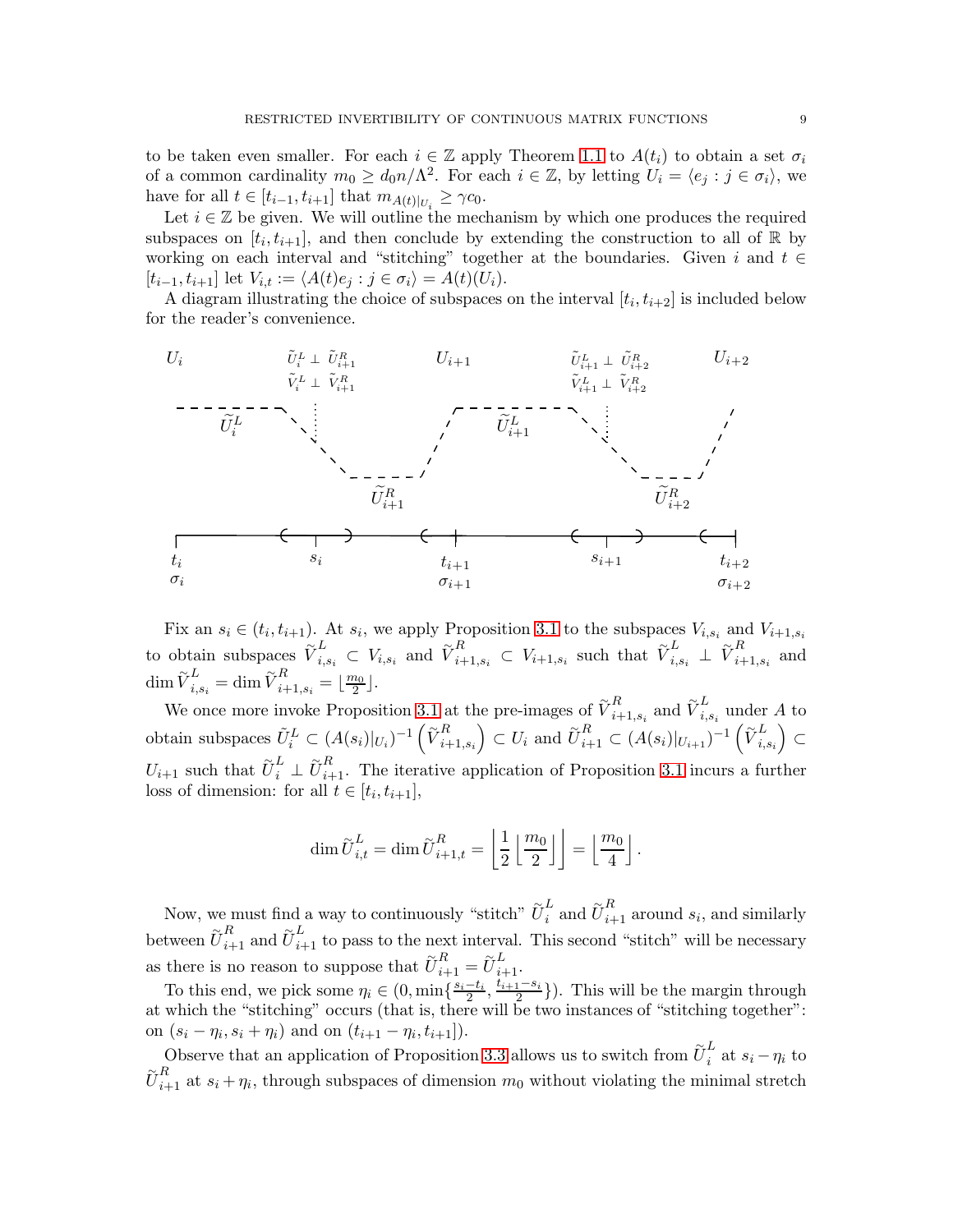to be taken even smaller. For each $i \in \mathbb{Z}$ apply Theorem 1.1 to $A(t_i)$ to obtain a set $\sigma_i$ of a common cardinality $m_0 \geq d_0 n/\Lambda^2$. For each $i \in \mathbb{Z}$, by letting $U_i = \langle e_j : j \in \sigma_i \rangle$, we have for all $t \in [t_{i-1}, t_{i+1}]$ that $m_{A(t)|_{U_i}} \geq \gamma c_0$.

Let $i \in \mathbb{Z}$ be given. We will outline the mechanism by which one produces the required subspaces on $[t_i, t_{i+1}]$, and then conclude by extending the construction to all of $\mathbb{R}$ by working on each interval and "stitching" together at the boundaries. Given $i$ and $t \in [t_{i-1}, t_{i+1}]$ let $V_{i,t} := \langle A(t)e_j : j \in \sigma_i \rangle = A(t)(U_i)$.

A diagram illustrating the choice of subspaces on the interval $[t_i, t_{i+2}]$ is included below for the reader's convenience.

Fix an $s_i \in (t_i, t_{i+1})$. At $s_i$, we apply Proposition 3.1 to the subspaces $V_{i,s_i}$ and $V_{i+1,s_i}$ to obtain subspaces $\widetilde{V}^L_{i,s_i} \subset V_{i,s_i}$ and $\widetilde{V}^R_{i+1,s_i} \subset V_{i+1,s_i}$ such that $\widetilde{V}^L_{i,s_i} \perp \widetilde{V}^R_{i+1,s_i}$ and $\dim \widetilde{V}^L_{i,s_i} = \dim \widetilde{V}^R_{i+1,s_i} = \lfloor \frac{m_0}{2} \rfloor$.

We once more invoke Proposition 3.1 at the pre-images of $\widetilde{V}^R_{i+1,s_i}$ and $\widetilde{V}^L_{i,s_i}$ under $A$ to obtain subspaces $\widetilde{U}^L_i \subset (A(s_i)|_{U_i})^{-1}\left(\widetilde{V}^R_{i+1,s_i}\right) \subset U_i$ and $\widetilde{U}^R_{i+1} \subset (A(s_i)|_{U_{i+1}})^{-1}\left(\widetilde{V}^L_{i,s_i}\right) \subset U_{i+1}$ such that $\widetilde{U}^L_i \perp \widetilde{U}^R_{i+1}$. The iterative application of Proposition 3.1 incurs a further loss of dimension: for all $t \in [t_i, t_{i+1}]$,

$$\dim \widetilde{U}^L_{i,t} = \dim \widetilde{U}^R_{i+1,t} = \left\lfloor \frac{1}{2} \left\lfloor \frac{m_0}{2} \right\rfloor \right\rfloor = \left\lfloor \frac{m_0}{4} \right\rfloor.$$

Now, we must find a way to continuously "stitch" $\widetilde{U}^L_i$ and $\widetilde{U}^R_{i+1}$ around $s_i$, and similarly between $\widetilde{U}^R_{i+1}$ and $\widetilde{U}^L_{i+1}$ to pass to the next interval. This second "stitch" will be necessary as there is no reason to suppose that $\widetilde{U}^R_{i+1} = \widetilde{U}^L_{i+1}$.

To this end, we pick some $\eta_i \in (0, \min\{\frac{s_i - t_i}{2}, \frac{t_{i+1} - s_i}{2}\})$. This will be the margin through at which the "stitching" occurs (that is, there will be two instances of "stitching together": on $(s_i - \eta_i, s_i + \eta_i)$ and on $(t_{i+1} - \eta_i, t_{i+1}]$).

Observe that an application of Proposition 3.3 allows us to switch from $\widetilde{U}^L_i$ at $s_i - \eta_i$ to $\widetilde{U}^R_{i+1}$ at $s_i + \eta_i$, through subspaces of dimension $m_0$ without violating the minimal stretch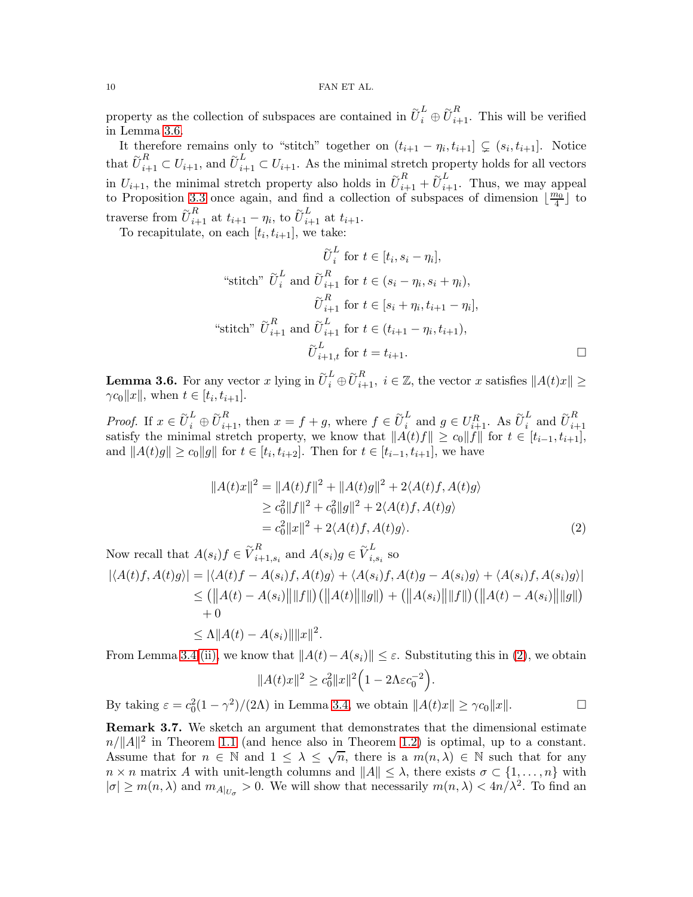property as the collection of subspaces are contained in $\widetilde{U}_i^L \oplus \widetilde{U}_{i+1}^R$. This will be verified in Lemma 3.6.

It therefore remains only to "stitch" together on $(t_{i+1} - \eta_i, t_{i+1}] \subsetneq (s_i, t_{i+1}]$. Notice that $\widetilde{U}_{i+1}^R \subset U_{i+1}$, and $\widetilde{U}_{i+1}^L \subset U_{i+1}$. As the minimal stretch property holds for all vectors in $U_{i+1}$, the minimal stretch property also holds in $\widetilde{U}_{i+1}^R + \widetilde{U}_{i+1}^L$. Thus, we may appeal to Proposition 3.3 once again, and find a collection of subspaces of dimension $\lfloor \frac{m_0}{4} \rfloor$ to traverse from $\widetilde{U}_{i+1}^R$ at $t_{i+1} - \eta_i$, to $\widetilde{U}_{i+1}^L$ at $t_{i+1}$.

To recapitulate, on each $[t_i, t_{i+1}]$, we take:

$$
\begin{aligned}
&\widetilde{U}_i^L \text{ for } t \in [t_i, s_i - \eta_i], \\
\text{"stitch" } &\widetilde{U}_i^L \text{ and } \widetilde{U}_{i+1}^R \text{ for } t \in (s_i - \eta_i, s_i + \eta_i), \\
&\widetilde{U}_{i+1}^R \text{ for } t \in [s_i + \eta_i, t_{i+1} - \eta_i], \\
\text{"stitch" } &\widetilde{U}_{i+1}^R \text{ and } \widetilde{U}_{i+1}^L \text{ for } t \in (t_{i+1} - \eta_i, t_{i+1}), \\
&\widetilde{U}_{i+1,t}^L \text{ for } t = t_{i+1}.
\end{aligned}
$$

□

**Lemma 3.6.** For any vector $x$ lying in $\widetilde{U}_i^L \oplus \widetilde{U}_{i+1}^R$, $i \in \mathbb{Z}$, the vector $x$ satisfies $\|A(t)x\| \geq \gamma c_0 \|x\|$, when $t \in [t_i, t_{i+1}]$.

*Proof.* If $x \in \widetilde{U}_i^L \oplus \widetilde{U}_{i+1}^R$, then $x = f + g$, where $f \in \widetilde{U}_i^L$ and $g \in U_{i+1}^R$. As $\widetilde{U}_i^L$ and $\widetilde{U}_{i+1}^R$ satisfy the minimal stretch property, we know that $\|A(t)f\| \geq c_0\|f\|$ for $t \in [t_{i-1}, t_{i+1}]$, and $\|A(t)g\| \geq c_0\|g\|$ for $t \in [t_i, t_{i+2}]$. Then for $t \in [t_{i-1}, t_{i+1}]$, we have

$$
\begin{aligned}
\|A(t)x\|^2 &= \|A(t)f\|^2 + \|A(t)g\|^2 + 2\langle A(t)f, A(t)g\rangle \\
&\geq c_0^2\|f\|^2 + c_0^2\|g\|^2 + 2\langle A(t)f, A(t)g\rangle \\
&= c_0^2\|x\|^2 + 2\langle A(t)f, A(t)g\rangle. \qquad (2)
\end{aligned}
$$

Now recall that $A(s_i)f \in \widetilde{V}_{i+1,s_i}^R$ and $A(s_i)g \in \widetilde{V}_{i,s_i}^L$ so

$$
\begin{aligned}
|\langle A(t)f, A(t)g\rangle| &= |\langle A(t)f - A(s_i)f, A(t)g\rangle + \langle A(s_i)f, A(t)g - A(s_i)g\rangle + \langle A(s_i)f, A(s_i)g\rangle| \\
&\leq \big(\|A(t) - A(s_i)\|\|f\|\big)\big(\|A(t)\|\|g\|\big) + \big(\|A(s_i)\|\|f\|\big)\big(\|A(t) - A(s_i)\|\|g\|\big) \\
&\quad + 0 \\
&\leq \Lambda\|A(t) - A(s_i)\|\|x\|^2.
\end{aligned}
$$

From Lemma 3.4 (ii), we know that $\|A(t) - A(s_i)\| \leq \varepsilon$. Substituting this in (2), we obtain

$$
\|A(t)x\|^2 \geq c_0^2\|x\|^2\Big(1 - 2\Lambda\varepsilon c_0^{-2}\Big).
$$

By taking $\varepsilon = c_0^2(1 - \gamma^2)/(2\Lambda)$ in Lemma 3.4, we obtain $\|A(t)x\| \geq \gamma c_0\|x\|$. □

**Remark 3.7.** We sketch an argument that demonstrates that the dimensional estimate $n/\|A\|^2$ in Theorem 1.1 (and hence also in Theorem 1.2) is optimal, up to a constant. Assume that for $n \in \mathbb{N}$ and $1 \leq \lambda \leq \sqrt{n}$, there is a $m(n, \lambda) \in \mathbb{N}$ such that for any $n \times n$ matrix $A$ with unit-length columns and $\|A\| \leq \lambda$, there exists $\sigma \subset \{1, \ldots, n\}$ with $|\sigma| \geq m(n, \lambda)$ and $m_{A|_{U_\sigma}} > 0$. We will show that necessarily $m(n, \lambda) < 4n/\lambda^2$. To find an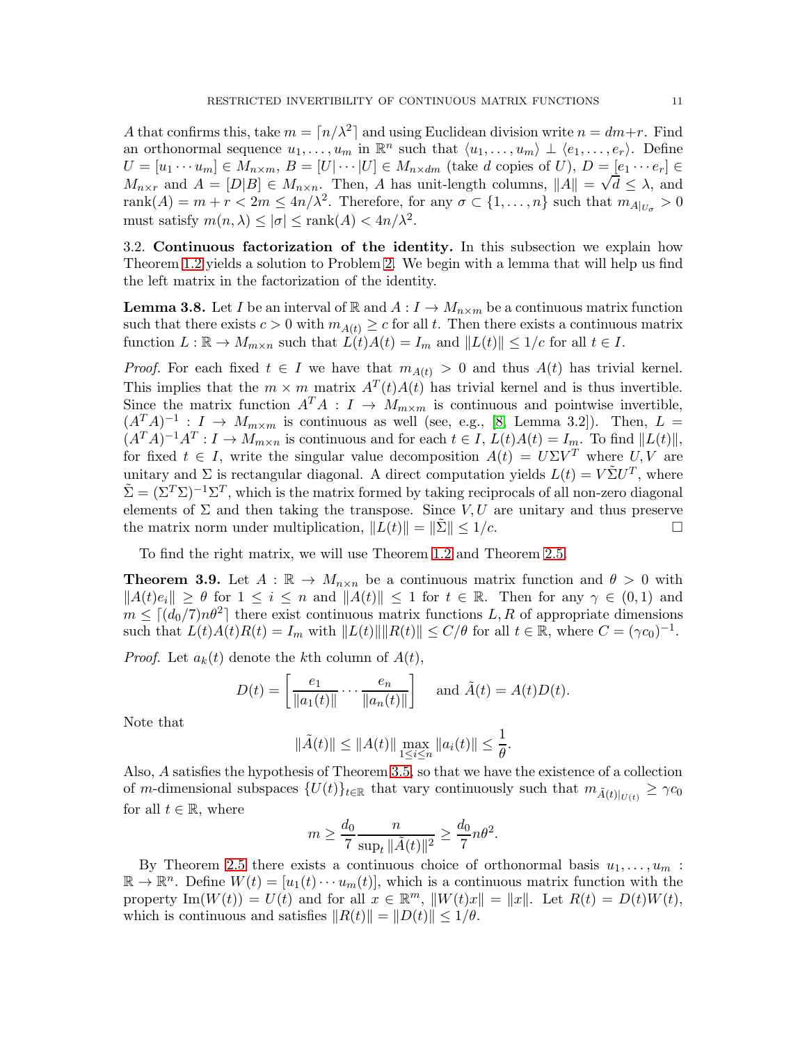$A$ that confirms this, take $m = \lceil n/\lambda^2 \rceil$ and using Euclidean division write $n = dm + r$. Find an orthonormal sequence $u_1, \ldots, u_m$ in $\mathbb{R}^n$ such that $\langle u_1, \ldots, u_m \rangle \perp \langle e_1, \ldots, e_r \rangle$. Define $U = [u_1 \cdots u_m] \in M_{n\times m}$, $B = [U|\cdots|U] \in M_{n\times dm}$ (take $d$ copies of $U$), $D = [e_1 \cdots e_r] \in M_{n\times r}$ and $A = [D|B] \in M_{n\times n}$. Then, $A$ has unit-length columns, $\|A\| = \sqrt{d} \leq \lambda$, and $\operatorname{rank}(A) = m + r < 2m \leq 4n/\lambda^2$. Therefore, for any $\sigma \subset \{1, \ldots, n\}$ such that $m_{A|_{U_\sigma}} > 0$ must satisfy $m(n, \lambda) \leq |\sigma| \leq \operatorname{rank}(A) < 4n/\lambda^2$.

3.2. **Continuous factorization of the identity.** In this subsection we explain how Theorem 1.2 yields a solution to Problem 2. We begin with a lemma that will help us find the left matrix in the factorization of the identity.

**Lemma 3.8.** *Let $I$ be an interval of $\mathbb{R}$ and $A : I \to M_{n\times m}$ be a continuous matrix function such that there exists $c > 0$ with $m_{A(t)} \geq c$ for all $t$. Then there exists a continuous matrix function $L : \mathbb{R} \to M_{m\times n}$ such that $L(t)A(t) = I_m$ and $\|L(t)\| \leq 1/c$ for all $t \in I$.*

*Proof.* For each fixed $t \in I$ we have that $m_{A(t)} > 0$ and thus $A(t)$ has trivial kernel. This implies that the $m \times m$ matrix $A^T(t)A(t)$ has trivial kernel and is thus invertible. Since the matrix function $A^T A : I \to M_{m\times m}$ is continuous and pointwise invertible, $(A^T A)^{-1} : I \to M_{m\times m}$ is continuous as well (see, e.g., [8, Lemma 3.2]). Then, $L = (A^T A)^{-1} A^T : I \to M_{m\times n}$ is continuous and for each $t \in I$, $L(t)A(t) = I_m$. To find $\|L(t)\|$, for fixed $t \in I$, write the singular value decomposition $A(t) = U\Sigma V^T$ where $U, V$ are unitary and $\Sigma$ is rectangular diagonal. A direct computation yields $L(t) = V\tilde{\Sigma}U^T$, where $\tilde{\Sigma} = (\Sigma^T\Sigma)^{-1}\Sigma^T$, which is the matrix formed by taking reciprocals of all non-zero diagonal elements of $\Sigma$ and then taking the transpose. Since $V, U$ are unitary and thus preserve the matrix norm under multiplication, $\|L(t)\| = \|\tilde{\Sigma}\| \leq 1/c$. $\square$

To find the right matrix, we will use Theorem 1.2 and Theorem 2.5.

**Theorem 3.9.** *Let $A : \mathbb{R} \to M_{n\times n}$ be a continuous matrix function and $\theta > 0$ with $\|A(t)e_i\| \geq \theta$ for $1 \leq i \leq n$ and $\|A(t)\| \leq 1$ for $t \in \mathbb{R}$. Then for any $\gamma \in (0, 1)$ and $m \leq \lceil (d_0/7)n\theta^2 \rceil$ there exist continuous matrix functions $L, R$ of appropriate dimensions such that $L(t)A(t)R(t) = I_m$ with $\|L(t)\|\|R(t)\| \leq C/\theta$ for all $t \in \mathbb{R}$, where $C = (\gamma c_0)^{-1}$.*

*Proof.* Let $a_k(t)$ denote the $k$th column of $A(t)$,

$$D(t) = \left[\frac{e_1}{\|a_1(t)\|} \cdots \frac{e_n}{\|a_n(t)\|}\right] \quad \text{and } \tilde{A}(t) = A(t)D(t).$$

Note that

$$\|\tilde{A}(t)\| \leq \|A(t)\| \max_{1\leq i\leq n} \|a_i(t)\| \leq \frac{1}{\theta}.$$

Also, $A$ satisfies the hypothesis of Theorem 3.5, so that we have the existence of a collection of $m$-dimensional subspaces $\{U(t)\}_{t\in\mathbb{R}}$ that vary continuously such that $m_{\tilde{A}(t)|_{U(t)}} \geq \gamma c_0$ for all $t \in \mathbb{R}$, where

$$m \geq \frac{d_0}{7} \frac{n}{\sup_t \|\tilde{A}(t)\|^2} \geq \frac{d_0}{7} n\theta^2.$$

By Theorem 2.5 there exists a continuous choice of orthonormal basis $u_1, \ldots, u_m : \mathbb{R} \to \mathbb{R}^n$. Define $W(t) = [u_1(t) \cdots u_m(t)]$, which is a continuous matrix function with the property $\operatorname{Im}(W(t)) = U(t)$ and for all $x \in \mathbb{R}^m$, $\|W(t)x\| = \|x\|$. Let $R(t) = D(t)W(t)$, which is continuous and satisfies $\|R(t)\| = \|D(t)\| \leq 1/\theta$.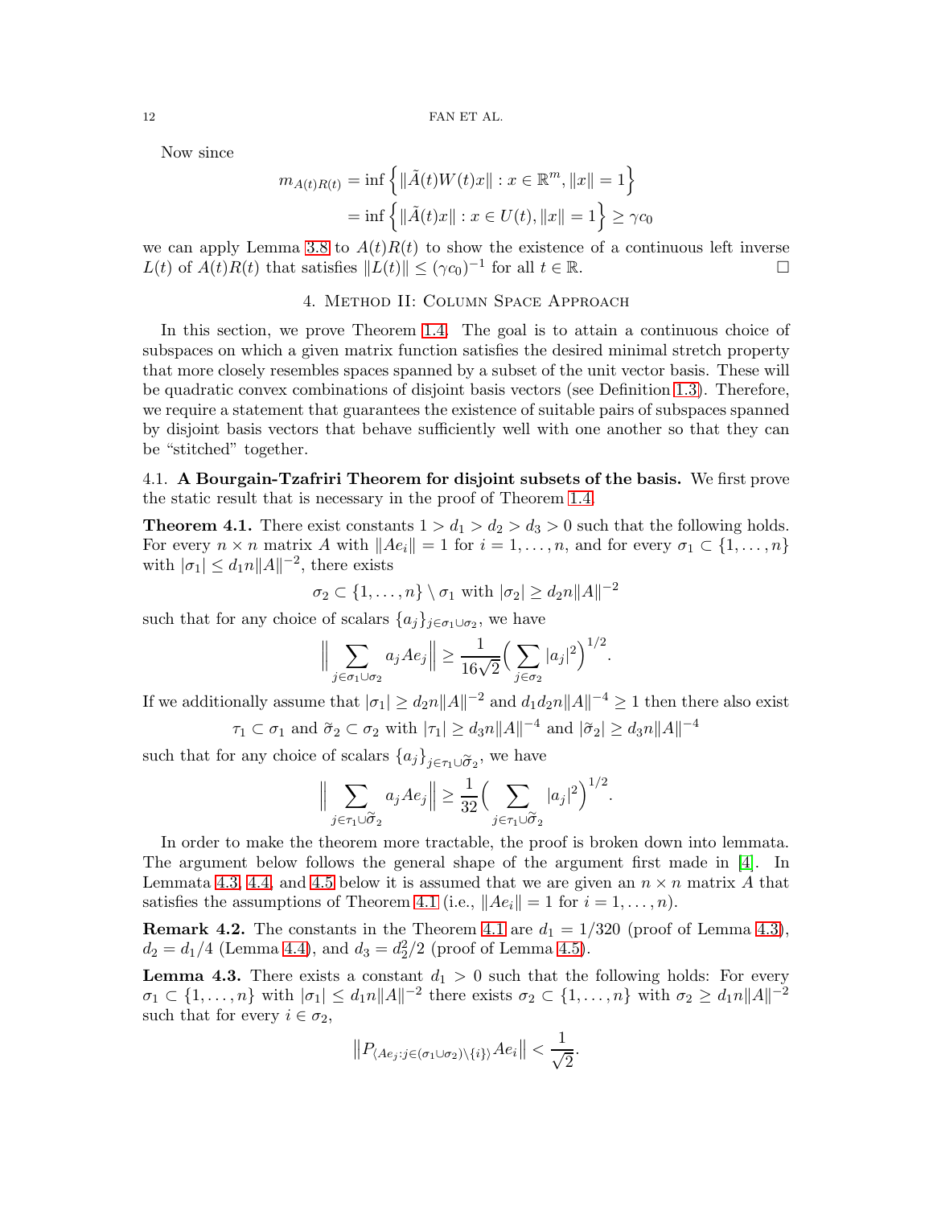Now since

$$
\begin{aligned}
m_{A(t)R(t)} &= \inf\left\{\|\tilde{A}(t)W(t)x\| : x \in \mathbb{R}^m, \|x\| = 1\right\} \\
&= \inf\left\{\|\tilde{A}(t)x\| : x \in U(t), \|x\| = 1\right\} \geq \gamma c_0
\end{aligned}
$$

we can apply Lemma 3.8 to $A(t)R(t)$ to show the existence of a continuous left inverse $L(t)$ of $A(t)R(t)$ that satisfies $\|L(t)\| \leq (\gamma c_0)^{-1}$ for all $t \in \mathbb{R}$. □

## 4. Method II: Column Space Approach

In this section, we prove Theorem 1.4. The goal is to attain a continuous choice of subspaces on which a given matrix function satisfies the desired minimal stretch property that more closely resembles spaces spanned by a subset of the unit vector basis. These will be quadratic convex combinations of disjoint basis vectors (see Definition 1.3). Therefore, we require a statement that guarantees the existence of suitable pairs of subspaces spanned by disjoint basis vectors that behave sufficiently well with one another so that they can be "stitched" together.

### 4.1. A Bourgain-Tzafriri Theorem for disjoint subsets of the basis.

We first prove the static result that is necessary in the proof of Theorem 1.4.

**Theorem 4.1.** There exist constants $1 > d_1 > d_2 > d_3 > 0$ such that the following holds. For every $n \times n$ matrix $A$ with $\|Ae_i\| = 1$ for $i = 1, \ldots, n$, and for every $\sigma_1 \subset \{1, \ldots, n\}$ with $|\sigma_1| \leq d_1 n\|A\|^{-2}$, there exists

$$\sigma_2 \subset \{1, \ldots, n\} \setminus \sigma_1 \text{ with } |\sigma_2| \geq d_2 n\|A\|^{-2}$$

such that for any choice of scalars $\{a_j\}_{j \in \sigma_1 \cup \sigma_2}$, we have

$$\Big\| \sum_{j \in \sigma_1 \cup \sigma_2} a_j A e_j \Big\| \geq \frac{1}{16\sqrt{2}} \Big( \sum_{j \in \sigma_2} |a_j|^2 \Big)^{1/2}.$$

If we additionally assume that $|\sigma_1| \geq d_2 n\|A\|^{-2}$ and $d_1 d_2 n\|A\|^{-4} \geq 1$ then there also exist

$$\tau_1 \subset \sigma_1 \text{ and } \tilde{\sigma}_2 \subset \sigma_2 \text{ with } |\tau_1| \geq d_3 n\|A\|^{-4} \text{ and } |\tilde{\sigma}_2| \geq d_3 n\|A\|^{-4}$$

such that for any choice of scalars $\{a_j\}_{j \in \tau_1 \cup \tilde{\sigma}_2}$, we have

$$\Big\| \sum_{j \in \tau_1 \cup \tilde{\sigma}_2} a_j A e_j \Big\| \geq \frac{1}{32} \Big( \sum_{j \in \tau_1 \cup \tilde{\sigma}_2} |a_j|^2 \Big)^{1/2}.$$

In order to make the theorem more tractable, the proof is broken down into lemmata. The argument below follows the general shape of the argument first made in [4]. In Lemmata 4.3, 4.4, and 4.5 below it is assumed that we are given an $n \times n$ matrix $A$ that satisfies the assumptions of Theorem 4.1 (i.e., $\|Ae_i\| = 1$ for $i = 1, \ldots, n$).

**Remark 4.2.** The constants in the Theorem 4.1 are $d_1 = 1/320$ (proof of Lemma 4.3), $d_2 = d_1/4$ (Lemma 4.4), and $d_3 = d_2^2/2$ (proof of Lemma 4.5).

**Lemma 4.3.** There exists a constant $d_1 > 0$ such that the following holds: For every $\sigma_1 \subset \{1, \ldots, n\}$ with $|\sigma_1| \leq d_1 n\|A\|^{-2}$ there exists $\sigma_2 \subset \{1, \ldots, n\}$ with $\sigma_2 \geq d_1 n\|A\|^{-2}$ such that for every $i \in \sigma_2$,

$$\big\| P_{\langle Ae_j : j \in (\sigma_1 \cup \sigma_2) \setminus \{i\} \rangle} A e_i \big\| < \frac{1}{\sqrt{2}}.$$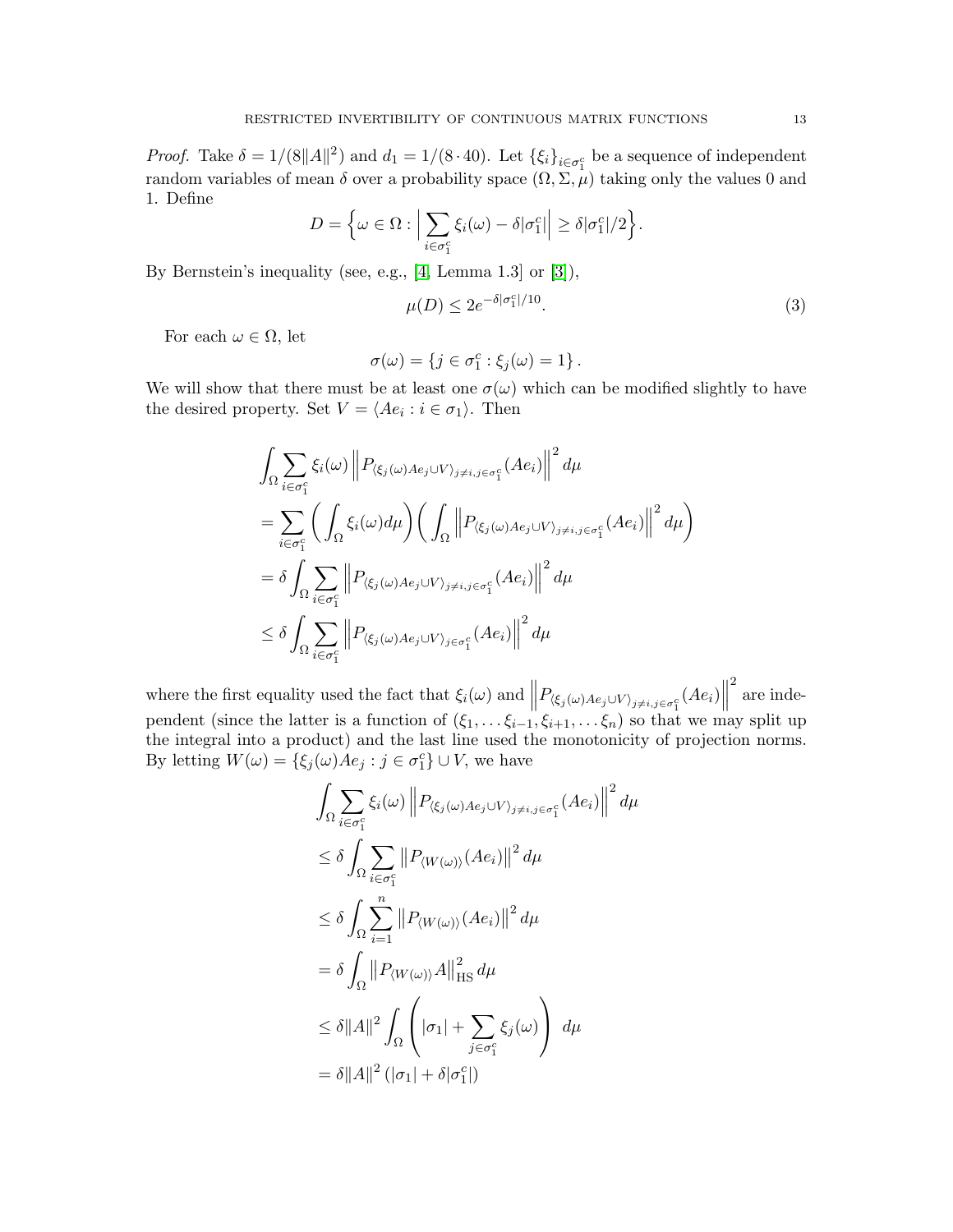*Proof.* Take $\delta = 1/(8\|A\|^2)$ and $d_1 = 1/(8 \cdot 40)$. Let $\{\xi_i\}_{i\in\sigma_1^c}$ be a sequence of independent random variables of mean $\delta$ over a probability space $(\Omega, \Sigma, \mu)$ taking only the values 0 and 1. Define

$$D = \Big\{\omega \in \Omega : \Big| \sum_{i\in\sigma_1^c} \xi_i(\omega) - \delta|\sigma_1^c| \Big| \geq \delta|\sigma_1^c|/2\Big\}.$$

By Bernstein's inequality (see, e.g., [4, Lemma 1.3] or [3]),

$$\mu(D) \leq 2e^{-\delta|\sigma_1^c|/10}. \tag{3}$$

For each $\omega \in \Omega$, let

$$\sigma(\omega) = \{j \in \sigma_1^c : \xi_j(\omega) = 1\}.$$

We will show that there must be at least one $\sigma(\omega)$ which can be modified slightly to have the desired property. Set $V = \langle Ae_i : i \in \sigma_1\rangle$. Then

$$\begin{aligned}
&\int_\Omega \sum_{i\in\sigma_1^c} \xi_i(\omega) \left\| P_{\langle \xi_j(\omega)Ae_j \cup V\rangle_{j\neq i, j\in\sigma_1^c}}(Ae_i)\right\|^2 d\mu \\
&= \sum_{i\in\sigma_1^c} \bigg(\int_\Omega \xi_i(\omega) d\mu\bigg)\bigg(\int_\Omega \left\| P_{\langle \xi_j(\omega)Ae_j \cup V\rangle_{j\neq i, j\in\sigma_1^c}}(Ae_i)\right\|^2 d\mu\bigg) \\
&= \delta \int_\Omega \sum_{i\in\sigma_1^c} \left\| P_{\langle \xi_j(\omega)Ae_j \cup V\rangle_{j\neq i, j\in\sigma_1^c}}(Ae_i)\right\|^2 d\mu \\
&\leq \delta \int_\Omega \sum_{i\in\sigma_1^c} \left\| P_{\langle \xi_j(\omega)Ae_j \cup V\rangle_{j\in\sigma_1^c}}(Ae_i)\right\|^2 d\mu
\end{aligned}$$

where the first equality used the fact that $\xi_i(\omega)$ and $\left\| P_{\langle \xi_j(\omega)Ae_j \cup V\rangle_{j\neq i, j\in\sigma_1^c}}(Ae_i)\right\|^2$ are independent (since the latter is a function of $(\xi_1, \ldots \xi_{i-1}, \xi_{i+1}, \ldots \xi_n)$ so that we may split up the integral into a product) and the last line used the monotonicity of projection norms. By letting $W(\omega) = \{\xi_j(\omega)Ae_j : j \in \sigma_1^c\} \cup V$, we have

$$\begin{aligned}
&\int_\Omega \sum_{i\in\sigma_1^c} \xi_i(\omega) \left\| P_{\langle \xi_j(\omega)Ae_j \cup V\rangle_{j\neq i, j\in\sigma_1^c}}(Ae_i)\right\|^2 d\mu \\
&\leq \delta \int_\Omega \sum_{i\in\sigma_1^c} \left\| P_{\langle W(\omega)\rangle}(Ae_i)\right\|^2 d\mu \\
&\leq \delta \int_\Omega \sum_{i=1}^{n} \left\| P_{\langle W(\omega)\rangle}(Ae_i)\right\|^2 d\mu \\
&= \delta \int_\Omega \left\| P_{\langle W(\omega)\rangle} A\right\|_{\mathrm{HS}}^2 d\mu \\
&\leq \delta\|A\|^2 \int_\Omega \Bigg(|\sigma_1| + \sum_{j\in\sigma_1^c} \xi_j(\omega)\Bigg)\ d\mu \\
&= \delta\|A\|^2 \left(|\sigma_1| + \delta|\sigma_1^c|\right)
\end{aligned}$$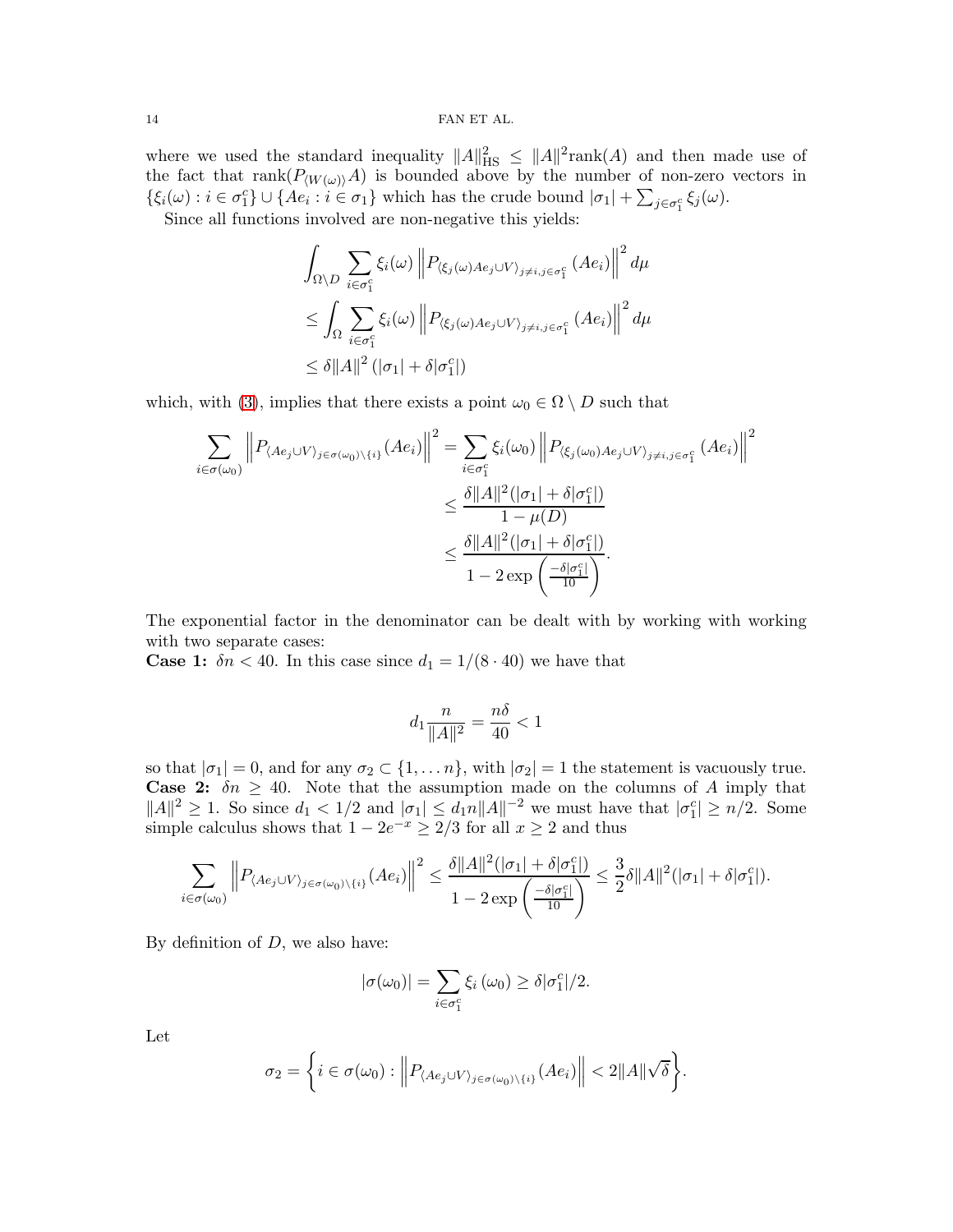where we used the standard inequality $\|A\|_{\mathrm{HS}}^2 \leq \|A\|^2 \mathrm{rank}(A)$ and then made use of the fact that $\mathrm{rank}(P_{\langle W(\omega)\rangle}A)$ is bounded above by the number of non-zero vectors in $\{\xi_i(\omega) : i \in \sigma_1^c\} \cup \{Ae_i : i \in \sigma_1\}$ which has the crude bound $|\sigma_1| + \sum_{j\in\sigma_1^c} \xi_j(\omega)$.

Since all functions involved are non-negative this yields:

$$
\begin{aligned}
&\int_{\Omega\setminus D} \sum_{i\in\sigma_1^c} \xi_i(\omega) \left\| P_{\langle \xi_j(\omega) Ae_j \cup V\rangle_{j\neq i, j\in\sigma_1^c}} (Ae_i)\right\|^2 d\mu \\
&\leq \int_{\Omega} \sum_{i\in\sigma_1^c} \xi_i(\omega) \left\| P_{\langle \xi_j(\omega) Ae_j \cup V\rangle_{j\neq i, j\in\sigma_1^c}} (Ae_i)\right\|^2 d\mu \\
&\leq \delta \|A\|^2 \left(|\sigma_1| + \delta|\sigma_1^c|\right)
\end{aligned}
$$

which, with (3), implies that there exists a point $\omega_0 \in \Omega \setminus D$ such that

$$
\begin{aligned}
\sum_{i\in\sigma(\omega_0)} \left\| P_{\langle Ae_j \cup V\rangle_{j\in\sigma(\omega_0)\setminus\{i\}}} (Ae_i)\right\|^2 &= \sum_{i\in\sigma_1^c} \xi_i(\omega_0) \left\| P_{\langle \xi_j(\omega_0) Ae_j \cup V\rangle_{j\neq i, j\in\sigma_1^c}} (Ae_i)\right\|^2 \\
&\leq \frac{\delta\|A\|^2(|\sigma_1| + \delta|\sigma_1^c|)}{1-\mu(D)} \\
&\leq \frac{\delta\|A\|^2(|\sigma_1| + \delta|\sigma_1^c|)}{1 - 2\exp\left(\frac{-\delta|\sigma_1^c|}{10}\right)}.
\end{aligned}
$$

The exponential factor in the denominator can be dealt with by working with working with two separate cases:

**Case 1:** $\delta n < 40$. In this case since $d_1 = 1/(8\cdot 40)$ we have that

$$
d_1 \frac{n}{\|A\|^2} = \frac{n\delta}{40} < 1
$$

so that $|\sigma_1| = 0$, and for any $\sigma_2 \subset \{1, \dots n\}$, with $|\sigma_2| = 1$ the statement is vacuously true.

**Case 2:** $\delta n \geq 40$. Note that the assumption made on the columns of $A$ imply that $\|A\|^2 \geq 1$. So since $d_1 < 1/2$ and $|\sigma_1| \leq d_1 n \|A\|^{-2}$ we must have that $|\sigma_1^c| \geq n/2$. Some simple calculus shows that $1 - 2e^{-x} \geq 2/3$ for all $x \geq 2$ and thus

$$
\sum_{i\in\sigma(\omega_0)} \left\| P_{\langle Ae_j \cup V\rangle_{j\in\sigma(\omega_0)\setminus\{i\}}} (Ae_i)\right\|^2 \leq \frac{\delta\|A\|^2(|\sigma_1| + \delta|\sigma_1^c|)}{1 - 2\exp\left(\frac{-\delta|\sigma_1^c|}{10}\right)} \leq \frac{3}{2}\delta\|A\|^2(|\sigma_1| + \delta|\sigma_1^c|).
$$

By definition of $D$, we also have:

$$
|\sigma(\omega_0)| = \sum_{i\in\sigma_1^c} \xi_i(\omega_0) \geq \delta|\sigma_1^c|/2.
$$

Let

$$
\sigma_2 = \left\{ i \in \sigma(\omega_0) : \left\| P_{\langle Ae_j \cup V\rangle_{j\in\sigma(\omega_0)\setminus\{i\}}} (Ae_i)\right\| < 2\|A\|\sqrt{\delta} \right\}.
$$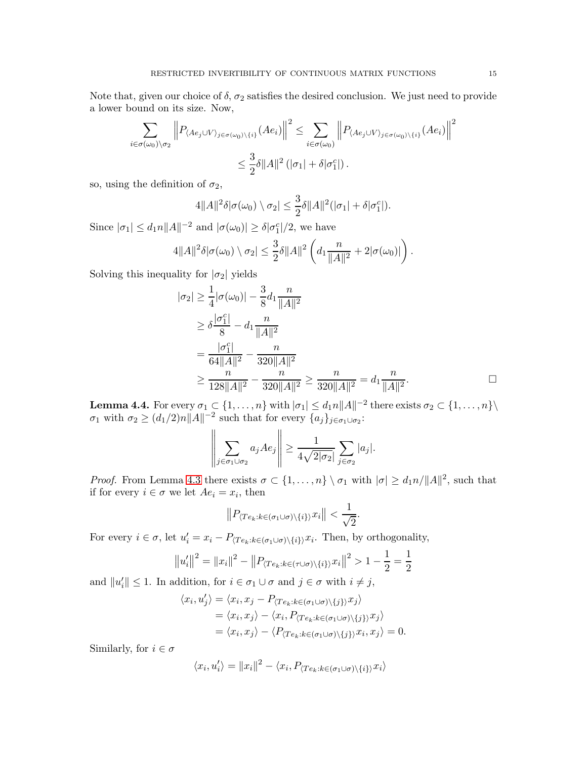Note that, given our choice of $\delta$, $\sigma_2$ satisfies the desired conclusion. We just need to provide a lower bound on its size. Now,

$$\sum_{i\in\sigma(\omega_0)\setminus\sigma_2} \left\| P_{\langle Ae_j \cup V\rangle_{j\in\sigma(\omega_0)\setminus\{i\}}}(Ae_i)\right\|^2 \leq \sum_{i\in\sigma(\omega_0)} \left\| P_{\langle Ae_j \cup V\rangle_{j\in\sigma(\omega_0)\setminus\{i\}}}(Ae_i)\right\|^2$$
$$\leq \frac{3}{2}\delta\|A\|^2\left(|\sigma_1| + \delta|\sigma_1^c|\right).$$

so, using the definition of $\sigma_2$,

$$4\|A\|^2\delta|\sigma(\omega_0)\setminus\sigma_2| \leq \frac{3}{2}\delta\|A\|^2(|\sigma_1| + \delta|\sigma_1^c|).$$

Since $|\sigma_1| \leq d_1 n\|A\|^{-2}$ and $|\sigma(\omega_0)| \geq \delta|\sigma_1^c|/2$, we have

$$4\|A\|^2\delta|\sigma(\omega_0)\setminus\sigma_2| \leq \frac{3}{2}\delta\|A\|^2\left(d_1\frac{n}{\|A\|^2} + 2|\sigma(\omega_0)|\right).$$

Solving this inequality for $|\sigma_2|$ yields

$$\begin{aligned}
|\sigma_2| &\geq \frac{1}{4}|\sigma(\omega_0)| - \frac{3}{8}d_1\frac{n}{\|A\|^2}\\
&\geq \delta\frac{|\sigma_1^c|}{8} - d_1\frac{n}{\|A\|^2}\\
&= \frac{|\sigma_1^c|}{64\|A\|^2} - \frac{n}{320\|A\|^2}\\
&\geq \frac{n}{128\|A\|^2} - \frac{n}{320\|A\|^2} \geq \frac{n}{320\|A\|^2} = d_1\frac{n}{\|A\|^2}.
\end{aligned}$$

□

**Lemma 4.4.** For every $\sigma_1 \subset \{1,\ldots,n\}$ with $|\sigma_1| \leq d_1 n\|A\|^{-2}$ there exists $\sigma_2 \subset \{1,\ldots,n\}\setminus\sigma_1$ with $\sigma_2 \geq (d_1/2)n\|A\|^{-2}$ such that for every $\{a_j\}_{j\in\sigma_1\cup\sigma_2}$:

$$\left\|\sum_{j\in\sigma_1\cup\sigma_2} a_j Ae_j\right\| \geq \frac{1}{4\sqrt{2|\sigma_2|}}\sum_{j\in\sigma_2}|a_j|.$$

*Proof.* From Lemma 4.3 there exists $\sigma \subset \{1,\ldots,n\}\setminus\sigma_1$ with $|\sigma| \geq d_1 n/\|A\|^2$, such that if for every $i\in\sigma$ we let $Ae_i = x_i$, then

$$\left\|P_{\langle Te_k: k\in(\sigma_1\cup\sigma)\setminus\{i\}\rangle}x_i\right\| < \frac{1}{\sqrt{2}}.$$

For every $i\in\sigma$, let $u_i' = x_i - P_{\langle Te_k: k\in(\sigma_1\cup\sigma)\setminus\{i\}\rangle}x_i$. Then, by orthogonality,

$$\left\|u_i'\right\|^2 = \|x_i\|^2 - \left\|P_{\langle Te_k: k\in(\tau\cup\sigma)\setminus\{i\}\rangle}x_i\right\|^2 > 1 - \frac{1}{2} = \frac{1}{2}$$

and $\|u_i'\| \leq 1$. In addition, for $i\in\sigma_1\cup\sigma$ and $j\in\sigma$ with $i\neq j$,

$$\begin{aligned}
\langle x_i, u_j'\rangle &= \langle x_i, x_j - P_{\langle Te_k: k\in(\sigma_1\cup\sigma)\setminus\{j\}\rangle}x_j\rangle\\
&= \langle x_i, x_j\rangle - \langle x_i, P_{\langle Te_k: k\in(\sigma_1\cup\sigma)\setminus\{j\}\rangle}x_j\rangle\\
&= \langle x_i, x_j\rangle - \langle P_{\langle Te_k: k\in(\sigma_1\cup\sigma)\setminus\{j\}\rangle}x_i, x_j\rangle = 0.
\end{aligned}$$

Similarly, for $i\in\sigma$

$$\langle x_i, u_i'\rangle = \|x_i\|^2 - \langle x_i, P_{\langle Te_k: k\in(\sigma_1\cup\sigma)\setminus\{i\}\rangle}x_i\rangle$$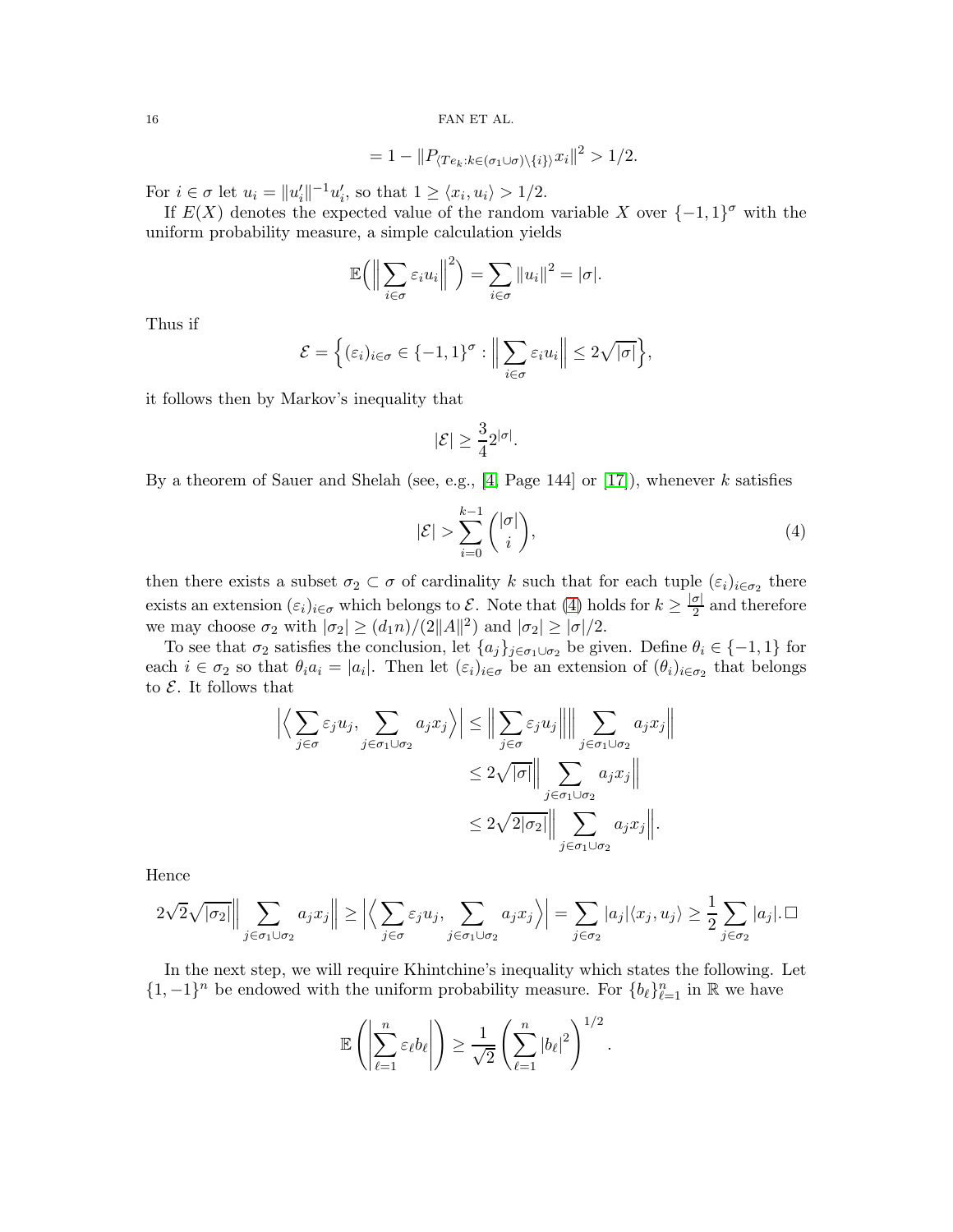$$= 1 - \|P_{\langle Te_k : k \in (\sigma_1 \cup \sigma) \setminus \{i\} \rangle} x_i\|^2 > 1/2.$$

For $i \in \sigma$ let $u_i = \|u_i'\|^{-1} u_i'$, so that $1 \geq \langle x_i, u_i \rangle > 1/2$.

If $E(X)$ denotes the expected value of the random variable $X$ over $\{-1, 1\}^\sigma$ with the uniform probability measure, a simple calculation yields

$$\mathbb{E}\Big(\Big\|\sum_{i\in\sigma} \varepsilon_i u_i\Big\|^2\Big) = \sum_{i\in\sigma} \|u_i\|^2 = |\sigma|.$$

Thus if

$$\mathcal{E} = \Big\{(\varepsilon_i)_{i\in\sigma} \in \{-1,1\}^\sigma : \Big\|\sum_{i\in\sigma} \varepsilon_i u_i\Big\| \leq 2\sqrt{|\sigma|}\Big\},$$

it follows then by Markov's inequality that

$$|\mathcal{E}| \geq \frac{3}{4} 2^{|\sigma|}.$$

By a theorem of Sauer and Shelah (see, e.g., [4, Page 144] or [17]), whenever $k$ satisfies

$$|\mathcal{E}| > \sum_{i=0}^{k-1} \binom{|\sigma|}{i}, \tag{4}$$

then there exists a subset $\sigma_2 \subset \sigma$ of cardinality $k$ such that for each tuple $(\varepsilon_i)_{i\in\sigma_2}$ there exists an extension $(\varepsilon_i)_{i\in\sigma}$ which belongs to $\mathcal{E}$. Note that (4) holds for $k \geq \frac{|\sigma|}{2}$ and therefore we may choose $\sigma_2$ with $|\sigma_2| \geq (d_1 n)/(2\|A\|^2)$ and $|\sigma_2| \geq |\sigma|/2$.

To see that $\sigma_2$ satisfies the conclusion, let $\{a_j\}_{j\in\sigma_1\cup\sigma_2}$ be given. Define $\theta_i \in \{-1, 1\}$ for each $i \in \sigma_2$ so that $\theta_i a_i = |a_i|$. Then let $(\varepsilon_i)_{i\in\sigma}$ be an extension of $(\theta_i)_{i\in\sigma_2}$ that belongs to $\mathcal{E}$. It follows that

$$\begin{aligned}
\Big|\Big\langle \sum_{j\in\sigma} \varepsilon_j u_j, \sum_{j\in\sigma_1\cup\sigma_2} a_j x_j \Big\rangle\Big| &\leq \Big\|\sum_{j\in\sigma} \varepsilon_j u_j\Big\| \Big\|\sum_{j\in\sigma_1\cup\sigma_2} a_j x_j\Big\| \\
&\leq 2\sqrt{|\sigma|} \Big\|\sum_{j\in\sigma_1\cup\sigma_2} a_j x_j\Big\| \\
&\leq 2\sqrt{2|\sigma_2|} \Big\|\sum_{j\in\sigma_1\cup\sigma_2} a_j x_j\Big\|.
\end{aligned}$$

Hence

$$2\sqrt{2}\sqrt{|\sigma_2|}\Big\|\sum_{j\in\sigma_1\cup\sigma_2} a_j x_j\Big\| \geq \Big|\Big\langle \sum_{j\in\sigma} \varepsilon_j u_j, \sum_{j\in\sigma_1\cup\sigma_2} a_j x_j\Big\rangle\Big| = \sum_{j\in\sigma_2} |a_j| \langle x_j, u_j\rangle \geq \frac{1}{2} \sum_{j\in\sigma_2} |a_j|. \square$$

In the next step, we will require Khintchine's inequality which states the following. Let $\{1, -1\}^n$ be endowed with the uniform probability measure. For $\{b_\ell\}_{\ell=1}^n$ in $\mathbb{R}$ we have

$$\mathbb{E}\left(\left|\sum_{\ell=1}^n \varepsilon_\ell b_\ell\right|\right) \geq \frac{1}{\sqrt{2}} \left(\sum_{\ell=1}^n |b_\ell|^2\right)^{1/2}.$$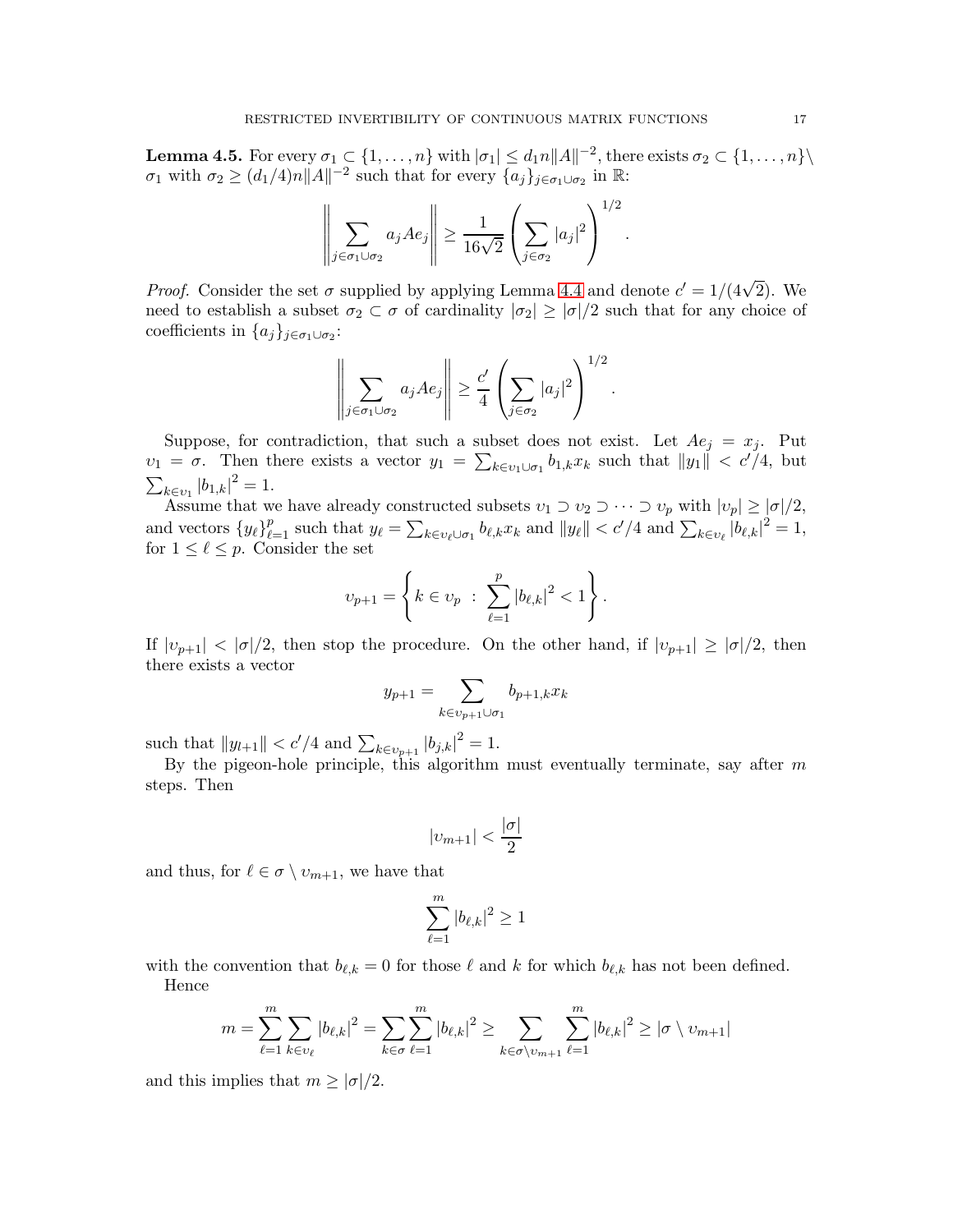**Lemma 4.5.** For every $\sigma_1 \subset \{1, \dots, n\}$ with $|\sigma_1| \leq d_1 n\|A\|^{-2}$, there exists $\sigma_2 \subset \{1, \dots, n\} \setminus \sigma_1$ with $\sigma_2 \geq (d_1/4)n\|A\|^{-2}$ such that for every $\{a_j\}_{j \in \sigma_1 \cup \sigma_2}$ in $\mathbb{R}$:

$$\left\| \sum_{j \in \sigma_1 \cup \sigma_2} a_j A e_j \right\| \geq \frac{1}{16\sqrt{2}} \left( \sum_{j \in \sigma_2} |a_j|^2 \right)^{1/2}.$$

*Proof.* Consider the set $\sigma$ supplied by applying Lemma 4.4 and denote $c' = 1/(4\sqrt{2})$. We need to establish a subset $\sigma_2 \subset \sigma$ of cardinality $|\sigma_2| \geq |\sigma|/2$ such that for any choice of coefficients in $\{a_j\}_{j \in \sigma_1 \cup \sigma_2}$:

$$\left\| \sum_{j \in \sigma_1 \cup \sigma_2} a_j A e_j \right\| \geq \frac{c'}{4} \left( \sum_{j \in \sigma_2} |a_j|^2 \right)^{1/2}.$$

Suppose, for contradiction, that such a subset does not exist. Let $Ae_j = x_j$. Put $\upsilon_1 = \sigma$. Then there exists a vector $y_1 = \sum_{k \in \upsilon_1 \cup \sigma_1} b_{1,k} x_k$ such that $\|y_1\| < c'/4$, but $\sum_{k \in \upsilon_1} |b_{1,k}|^2 = 1$.

Assume that we have already constructed subsets $\upsilon_1 \supset \upsilon_2 \supset \cdots \supset \upsilon_p$ with $|\upsilon_p| \geq |\sigma|/2$, and vectors $\{y_\ell\}_{\ell=1}^p$ such that $y_\ell = \sum_{k \in \upsilon_\ell \cup \sigma_1} b_{\ell,k} x_k$ and $\|y_\ell\| < c'/4$ and $\sum_{k \in \upsilon_\ell} |b_{\ell,k}|^2 = 1$, for $1 \leq \ell \leq p$. Consider the set

$$\upsilon_{p+1} = \left\{ k \in \upsilon_p \;:\; \sum_{\ell=1}^{p} |b_{\ell,k}|^2 < 1 \right\}.$$

If $|\upsilon_{p+1}| < |\sigma|/2$, then stop the procedure. On the other hand, if $|\upsilon_{p+1}| \geq |\sigma|/2$, then there exists a vector

$$y_{p+1} = \sum_{k \in \upsilon_{p+1} \cup \sigma_1} b_{p+1,k} x_k$$

such that $\|y_{l+1}\| < c'/4$ and $\sum_{k \in \upsilon_{p+1}} |b_{j,k}|^2 = 1$.

By the pigeon-hole principle, this algorithm must eventually terminate, say after $m$ steps. Then

$$|\upsilon_{m+1}| < \frac{|\sigma|}{2}$$

and thus, for $\ell \in \sigma \setminus \upsilon_{m+1}$, we have that

$$\sum_{\ell=1}^{m} |b_{\ell,k}|^2 \geq 1$$

with the convention that $b_{\ell,k} = 0$ for those $\ell$ and $k$ for which $b_{\ell,k}$ has not been defined.

Hence

$$m = \sum_{\ell=1}^{m} \sum_{k \in \upsilon_\ell} |b_{\ell,k}|^2 = \sum_{k \in \sigma} \sum_{\ell=1}^{m} |b_{\ell,k}|^2 \geq \sum_{k \in \sigma \setminus \upsilon_{m+1}} \sum_{\ell=1}^{m} |b_{\ell,k}|^2 \geq |\sigma \setminus \upsilon_{m+1}|$$

and this implies that $m \geq |\sigma|/2$.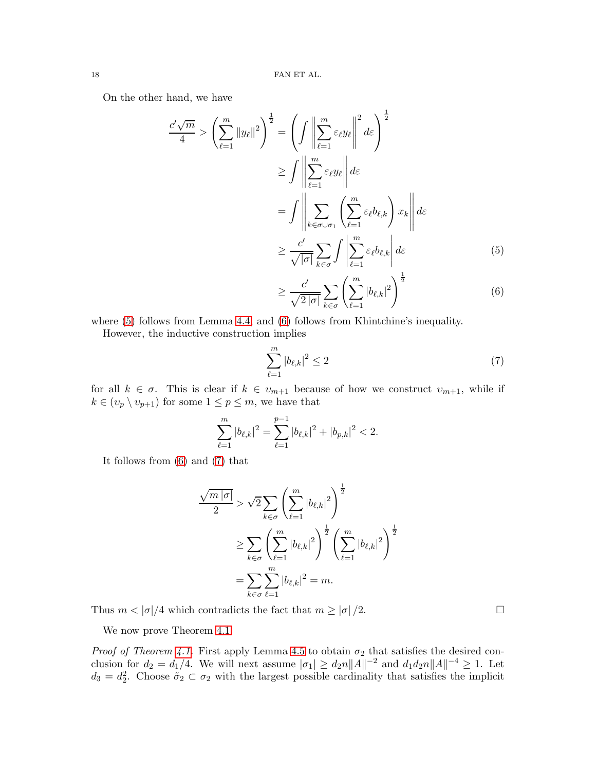On the other hand, we have

$$
\begin{aligned}
\frac{c'\sqrt{m}}{4} > \left(\sum_{\ell=1}^{m} \|y_\ell\|^2\right)^{\frac{1}{2}} &= \left(\int \left\|\sum_{\ell=1}^{m} \varepsilon_\ell y_\ell\right\|^2 d\varepsilon\right)^{\frac{1}{2}} \\
&\geq \int \left\|\sum_{\ell=1}^{m} \varepsilon_\ell y_\ell\right\| d\varepsilon \\
&= \int \left\|\sum_{k\in\sigma\cup\sigma_1} \left(\sum_{\ell=1}^{m} \varepsilon_\ell b_{\ell,k}\right) x_k\right\| d\varepsilon \\
&\geq \frac{c'}{\sqrt{|\sigma|}} \sum_{k\in\sigma} \int \left|\sum_{\ell=1}^{m} \varepsilon_\ell b_{\ell,k}\right| d\varepsilon \qquad (5) \\
&\geq \frac{c'}{\sqrt{2\,|\sigma|}} \sum_{k\in\sigma} \left(\sum_{\ell=1}^{m} |b_{\ell,k}|^2\right)^{\frac{1}{2}} \qquad (6)
\end{aligned}
$$

where (5) follows from Lemma 4.4 and (6) follows from Khintchine's inequality.

However, the inductive construction implies

$$
\sum_{\ell=1}^{m} |b_{\ell,k}|^2 \leq 2 \qquad (7)
$$

for all $k \in \sigma$. This is clear if $k \in \upsilon_{m+1}$ because of how we construct $\upsilon_{m+1}$, while if $k \in (\upsilon_p \setminus \upsilon_{p+1})$ for some $1 \leq p \leq m$, we have that

$$
\sum_{\ell=1}^{m} |b_{\ell,k}|^2 = \sum_{\ell=1}^{p-1} |b_{\ell,k}|^2 + |b_{p,k}|^2 < 2.
$$

It follows from (6) and (7) that

$$
\begin{aligned}
\frac{\sqrt{m\,|\sigma|}}{2} &> \sqrt{2} \sum_{k\in\sigma} \left(\sum_{\ell=1}^{m} |b_{\ell,k}|^2\right)^{\frac{1}{2}} \\
&\geq \sum_{k\in\sigma} \left(\sum_{\ell=1}^{m} |b_{\ell,k}|^2\right)^{\frac{1}{2}} \left(\sum_{\ell=1}^{m} |b_{\ell,k}|^2\right)^{\frac{1}{2}} \\
&= \sum_{k\in\sigma} \sum_{\ell=1}^{m} |b_{\ell,k}|^2 = m.
\end{aligned}
$$

Thus $m < |\sigma|/4$ which contradicts the fact that $m \geq |\sigma|/2$. $\square$

We now prove Theorem 4.1.

*Proof of Theorem 4.1.* First apply Lemma 4.5 to obtain $\sigma_2$ that satisfies the desired conclusion for $d_2 = d_1/4$. We will next assume $|\sigma_1| \geq d_2 n \|A\|^{-2}$ and $d_1 d_2 n \|A\|^{-4} \geq 1$. Let $d_3 = d_2^2$. Choose $\tilde{\sigma}_2 \subset \sigma_2$ with the largest possible cardinality that satisfies the implicit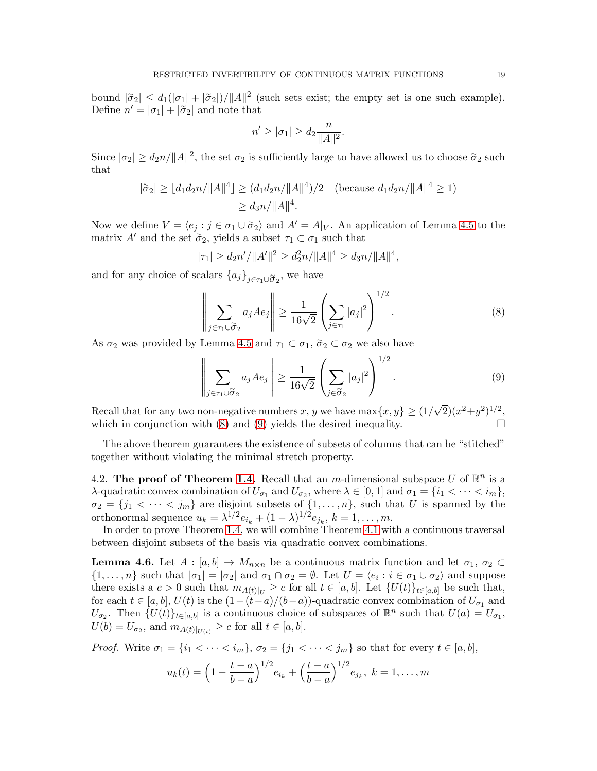bound $|\widetilde{\sigma}_2| \le d_1(|\sigma_1| + |\widetilde{\sigma}_2|)/\|A\|^2$ (such sets exist; the empty set is one such example). Define $n' = |\sigma_1| + |\widetilde{\sigma}_2|$ and note that

$$n' \ge |\sigma_1| \ge d_2 \frac{n}{\|A\|^2}.$$

Since $|\sigma_2| \ge d_2 n/\|A\|^2$, the set $\sigma_2$ is sufficiently large to have allowed us to choose $\widetilde{\sigma}_2$ such that

$$\begin{aligned} |\widetilde{\sigma}_2| &\ge \lfloor d_1 d_2 n/\|A\|^4 \rfloor \ge (d_1 d_2 n/\|A\|^4)/2 \quad \text{(because } d_1 d_2 n/\|A\|^4 \ge 1\text{)} \\ &\ge d_3 n/\|A\|^4. \end{aligned}$$

Now we define $V = \langle e_j : j \in \sigma_1 \cup \widetilde{\sigma}_2 \rangle$ and $A' = A|_V$. An application of Lemma 4.5 to the matrix $A'$ and the set $\widetilde{\sigma}_2$, yields a subset $\tau_1 \subset \sigma_1$ such that

$$|\tau_1| \ge d_2 n'/\|A'\|^2 \ge d_2^2 n/\|A\|^4 \ge d_3 n/\|A\|^4,$$

and for any choice of scalars $\{a_j\}_{j \in \tau_1 \cup \widetilde{\sigma}_2}$, we have

$$\left\| \sum_{j \in \tau_1 \cup \widetilde{\sigma}_2} a_j A e_j \right\| \ge \frac{1}{16\sqrt{2}} \left( \sum_{j \in \tau_1} |a_j|^2 \right)^{1/2}. \tag{8}$$

As $\sigma_2$ was provided by Lemma 4.5 and $\tau_1 \subset \sigma_1$, $\widetilde{\sigma}_2 \subset \sigma_2$ we also have

$$\left\| \sum_{j \in \tau_1 \cup \widetilde{\sigma}_2} a_j A e_j \right\| \ge \frac{1}{16\sqrt{2}} \left( \sum_{j \in \widetilde{\sigma}_2} |a_j|^2 \right)^{1/2}. \tag{9}$$

Recall that for any two non-negative numbers $x$, $y$ we have $\max\{x, y\} \ge (1/\sqrt{2})(x^2+y^2)^{1/2}$, which in conjunction with (8) and (9) yields the desired inequality. □

The above theorem guarantees the existence of subsets of columns that can be "stitched" together without violating the minimal stretch property.

### 4.2. The proof of Theorem 1.4.

Recall that an $m$-dimensional subspace $U$ of $\mathbb{R}^n$ is a $\lambda$-quadratic convex combination of $U_{\sigma_1}$ and $U_{\sigma_2}$, where $\lambda \in [0,1]$ and $\sigma_1 = \{i_1 < \cdots < i_m\}$, $\sigma_2 = \{j_1 < \cdots < j_m\}$ are disjoint subsets of $\{1, \ldots, n\}$, such that $U$ is spanned by the orthonormal sequence $u_k = \lambda^{1/2} e_{i_k} + (1-\lambda)^{1/2} e_{j_k}$, $k = 1, \ldots, m$.

In order to prove Theorem 1.4, we will combine Theorem 4.1 with a continuous traversal between disjoint subsets of the basis via quadratic convex combinations.

**Lemma 4.6.** *Let $A : [a,b] \to M_{n\times n}$ be a continuous matrix function and let $\sigma_1$, $\sigma_2 \subset \{1, \ldots, n\}$ such that $|\sigma_1| = |\sigma_2|$ and $\sigma_1 \cap \sigma_2 = \emptyset$. Let $U = \langle e_i : i \in \sigma_1 \cup \sigma_2 \rangle$ and suppose there exists a $c > 0$ such that $m_{A(t)|_U} \ge c$ for all $t \in [a,b]$. Let $\{U(t)\}_{t\in[a,b]}$ be such that, for each $t \in [a,b]$, $U(t)$ is the $(1-(t-a)/(b-a))$-quadratic convex combination of $U_{\sigma_1}$ and $U_{\sigma_2}$. Then $\{U(t)\}_{t\in[a,b]}$ is a continuous choice of subspaces of $\mathbb{R}^n$ such that $U(a) = U_{\sigma_1}$, $U(b) = U_{\sigma_2}$, and $m_{A(t)|_{U(t)}} \ge c$ for all $t \in [a,b]$.*

*Proof.* Write $\sigma_1 = \{i_1 < \cdots < i_m\}$, $\sigma_2 = \{j_1 < \cdots < j_m\}$ so that for every $t \in [a,b]$,

$$u_k(t) = \Big(1 - \frac{t-a}{b-a}\Big)^{1/2} e_{i_k} + \Big(\frac{t-a}{b-a}\Big)^{1/2} e_{j_k},\ k = 1, \ldots, m$$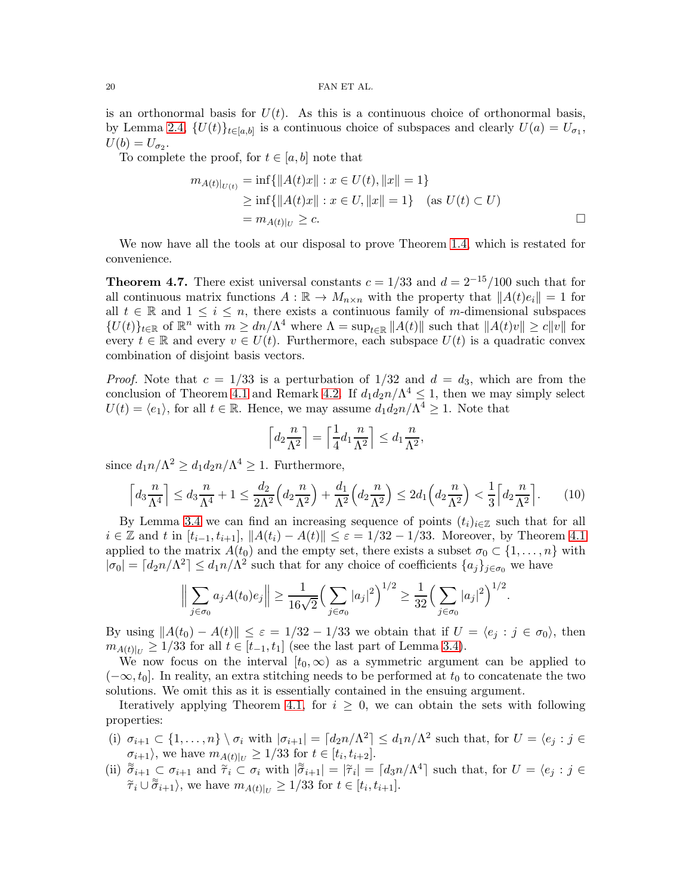is an orthonormal basis for $U(t)$. As this is a continuous choice of orthonormal basis, by Lemma 2.4, $\{U(t)\}_{t\in[a,b]}$ is a continuous choice of subspaces and clearly $U(a) = U_{\sigma_1}$, $U(b) = U_{\sigma_2}$.

To complete the proof, for $t \in [a,b]$ note that

$$
\begin{aligned}
m_{A(t)|_{U(t)}} &= \inf\{\|A(t)x\| : x \in U(t), \|x\| = 1\} \\
&\geq \inf\{\|A(t)x\| : x \in U, \|x\| = 1\} \quad (\text{as } U(t) \subset U) \\
&= m_{A(t)|_U} \geq c.
\end{aligned}
$$

□

We now have all the tools at our disposal to prove Theorem 1.4, which is restated for convenience.

**Theorem 4.7.** There exist universal constants $c = 1/33$ and $d = 2^{-15}/100$ such that for all continuous matrix functions $A : \mathbb{R} \to M_{n\times n}$ with the property that $\|A(t)e_i\| = 1$ for all $t \in \mathbb{R}$ and $1 \leq i \leq n$, there exists a continuous family of $m$-dimensional subspaces $\{U(t)\}_{t\in\mathbb{R}}$ of $\mathbb{R}^n$ with $m \geq dn/\Lambda^4$ where $\Lambda = \sup_{t\in\mathbb{R}} \|A(t)\|$ such that $\|A(t)v\| \geq c\|v\|$ for every $t \in \mathbb{R}$ and every $v \in U(t)$. Furthermore, each subspace $U(t)$ is a quadratic convex combination of disjoint basis vectors.

*Proof.* Note that $c = 1/33$ is a perturbation of $1/32$ and $d = d_3$, which are from the conclusion of Theorem 4.1 and Remark 4.2. If $d_1 d_2 n/\Lambda^4 \leq 1$, then we may simply select $U(t) = \langle e_1\rangle$, for all $t \in \mathbb{R}$. Hence, we may assume $d_1 d_2 n/\Lambda^4 \geq 1$. Note that

$$
\left\lceil d_2 \frac{n}{\Lambda^2} \right\rceil = \left\lceil \frac{1}{4} d_1 \frac{n}{\Lambda^2} \right\rceil \leq d_1 \frac{n}{\Lambda^2},
$$

since $d_1 n/\Lambda^2 \geq d_1 d_2 n/\Lambda^4 \geq 1$. Furthermore,

$$
\left\lceil d_3 \frac{n}{\Lambda^4} \right\rceil \leq d_3 \frac{n}{\Lambda^4} + 1 \leq \frac{d_2}{2\Lambda^2}\Big(d_2 \frac{n}{\Lambda^2}\Big) + \frac{d_1}{\Lambda^2}\Big(d_2 \frac{n}{\Lambda^2}\Big) \leq 2d_1\Big(d_2 \frac{n}{\Lambda^2}\Big) < \frac{1}{3}\left\lceil d_2 \frac{n}{\Lambda^2} \right\rceil. \tag{10}
$$

By Lemma 3.4 we can find an increasing sequence of points $(t_i)_{i\in\mathbb{Z}}$ such that for all $i \in \mathbb{Z}$ and $t$ in $[t_{i-1}, t_{i+1}]$, $\|A(t_i) - A(t)\| \leq \varepsilon = 1/32 - 1/33$. Moreover, by Theorem 4.1 applied to the matrix $A(t_0)$ and the empty set, there exists a subset $\sigma_0 \subset \{1, \dots, n\}$ with $|\sigma_0| = \lceil d_2 n/\Lambda^2 \rceil \leq d_1 n/\Lambda^2$ such that for any choice of coefficients $\{a_j\}_{j\in\sigma_0}$ we have

$$
\Big\| \sum_{j\in\sigma_0} a_j A(t_0) e_j \Big\| \geq \frac{1}{16\sqrt{2}} \Big( \sum_{j\in\sigma_0} |a_j|^2 \Big)^{1/2} \geq \frac{1}{32} \Big( \sum_{j\in\sigma_0} |a_j|^2 \Big)^{1/2}.
$$

By using $\|A(t_0) - A(t)\| \leq \varepsilon = 1/32 - 1/33$ we obtain that if $U = \langle e_j : j \in \sigma_0\rangle$, then $m_{A(t)|_U} \geq 1/33$ for all $t \in [t_{-1}, t_1]$ (see the last part of Lemma 3.4).

We now focus on the interval $[t_0, \infty)$ as a symmetric argument can be applied to $(-\infty, t_0]$. In reality, an extra stitching needs to be performed at $t_0$ to concatenate the two solutions. We omit this as it is essentially contained in the ensuing argument.

Iteratively applying Theorem 4.1, for $i \geq 0$, we can obtain the sets with following properties:

(i) $\sigma_{i+1} \subset \{1, \dots, n\} \setminus \sigma_i$ with $|\sigma_{i+1}| = \lceil d_2 n/\Lambda^2 \rceil \leq d_1 n/\Lambda^2$ such that, for $U = \langle e_j : j \in \sigma_{i+1}\rangle$, we have $m_{A(t)|_U} \geq 1/33$ for $t \in [t_i, t_{i+2}]$.

(ii) $\approxtilde{\sigma}_{i+1} \subset \sigma_{i+1}$ and $\tilde{\tau}_i \subset \sigma_i$ with $|\approxtilde{\sigma}_{i+1}| = |\tilde{\tau}_i| = \lceil d_3 n/\Lambda^4 \rceil$ such that, for $U = \langle e_j : j \in \tilde{\tau}_i \cup \approxtilde{\sigma}_{i+1}\rangle$, we have $m_{A(t)|_U} \geq 1/33$ for $t \in [t_i, t_{i+1}]$.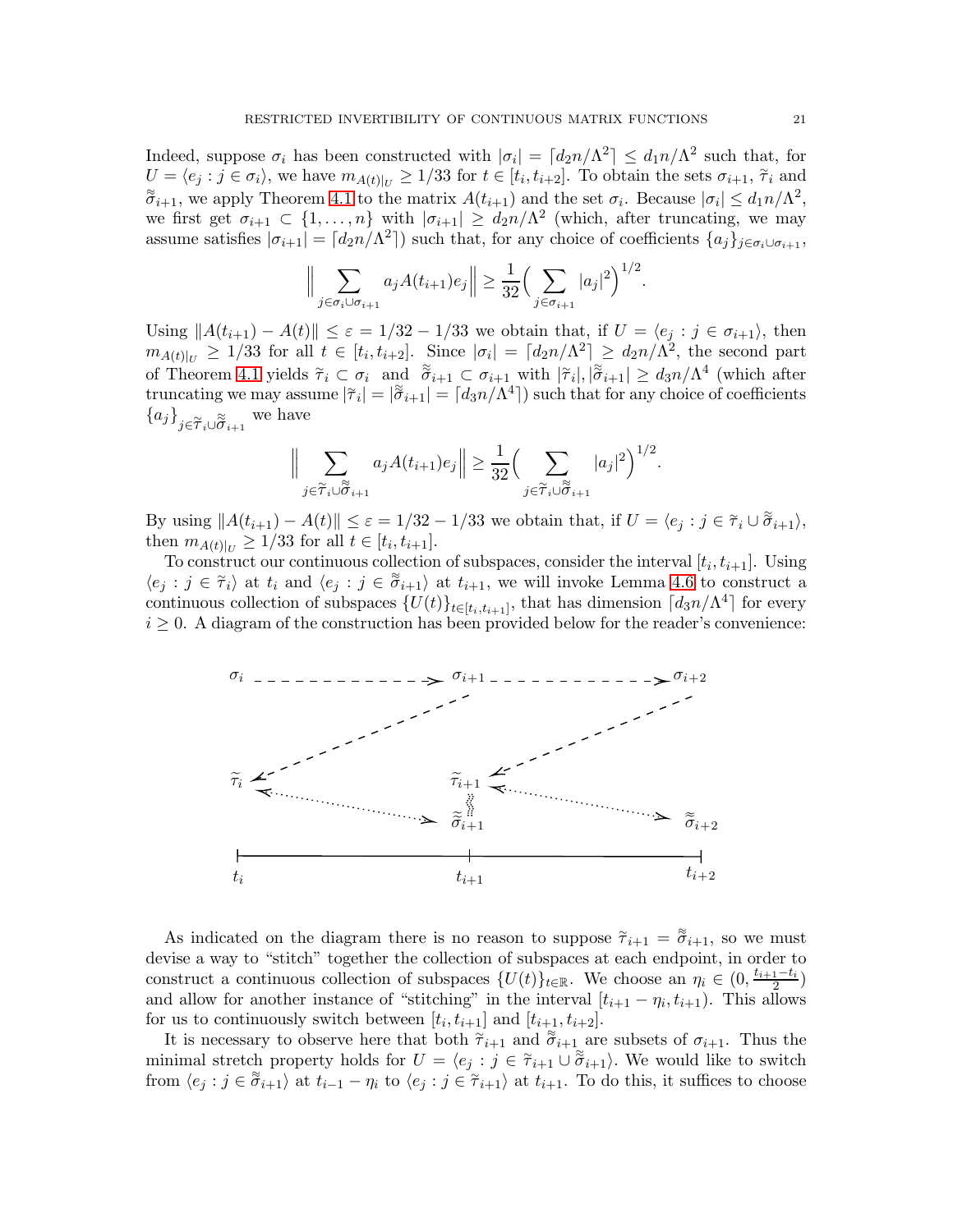Indeed, suppose $\sigma_i$ has been constructed with $|\sigma_i| = \lceil d_2 n/\Lambda^2 \rceil \leq d_1 n/\Lambda^2$ such that, for $U = \langle e_j : j \in \sigma_i \rangle$, we have $m_{A(t)|_U} \geq 1/33$ for $t \in [t_i, t_{i+2}]$. To obtain the sets $\sigma_{i+1}$, $\widetilde{\tau}_i$ and $\widetilde{\widetilde{\sigma}}_{i+1}$, we apply Theorem 4.1 to the matrix $A(t_{i+1})$ and the set $\sigma_i$. Because $|\sigma_i| \leq d_1 n/\Lambda^2$, we first get $\sigma_{i+1} \subset \{1, \ldots, n\}$ with $|\sigma_{i+1}| \geq d_2 n/\Lambda^2$ (which, after truncating, we may assume satisfies $|\sigma_{i+1}| = \lceil d_2 n/\Lambda^2 \rceil$) such that, for any choice of coefficients $\{a_j\}_{j \in \sigma_i \cup \sigma_{i+1}}$,

$$\Big\| \sum_{j \in \sigma_i \cup \sigma_{i+1}} a_j A(t_{i+1}) e_j \Big\| \geq \frac{1}{32} \Big( \sum_{j \in \sigma_{i+1}} |a_j|^2 \Big)^{1/2}.$$

Using $\|A(t_{i+1}) - A(t)\| \leq \varepsilon = 1/32 - 1/33$ we obtain that, if $U = \langle e_j : j \in \sigma_{i+1} \rangle$, then $m_{A(t)|_U} \geq 1/33$ for all $t \in [t_i, t_{i+2}]$. Since $|\sigma_i| = \lceil d_2 n/\Lambda^2 \rceil \geq d_2 n/\Lambda^2$, the second part of Theorem 4.1 yields $\widetilde{\tau}_i \subset \sigma_i$ and $\widetilde{\widetilde{\sigma}}_{i+1} \subset \sigma_{i+1}$ with $|\widetilde{\tau}_i|, |\widetilde{\widetilde{\sigma}}_{i+1}| \geq d_3 n/\Lambda^4$ (which after truncating we may assume $|\widetilde{\tau}_i| = |\widetilde{\widetilde{\sigma}}_{i+1}| = \lceil d_3 n/\Lambda^4 \rceil$) such that for any choice of coefficients $\{a_j\}_{j \in \widetilde{\tau}_i \cup \widetilde{\widetilde{\sigma}}_{i+1}}$ we have

$$\Big\| \sum_{j \in \widetilde{\tau}_i \cup \widetilde{\widetilde{\sigma}}_{i+1}} a_j A(t_{i+1}) e_j \Big\| \geq \frac{1}{32} \Big( \sum_{j \in \widetilde{\tau}_i \cup \widetilde{\widetilde{\sigma}}_{i+1}} |a_j|^2 \Big)^{1/2}.$$

By using $\|A(t_{i+1}) - A(t)\| \leq \varepsilon = 1/32 - 1/33$ we obtain that, if $U = \langle e_j : j \in \widetilde{\tau}_i \cup \widetilde{\widetilde{\sigma}}_{i+1} \rangle$, then $m_{A(t)|_U} \geq 1/33$ for all $t \in [t_i, t_{i+1}]$.

To construct our continuous collection of subspaces, consider the interval $[t_i, t_{i+1}]$. Using $\langle e_j : j \in \widetilde{\tau}_i \rangle$ at $t_i$ and $\langle e_j : j \in \widetilde{\widetilde{\sigma}}_{i+1} \rangle$ at $t_{i+1}$, we will invoke Lemma 4.6 to construct a continuous collection of subspaces $\{U(t)\}_{t \in [t_i, t_{i+1}]}$, that has dimension $\lceil d_3 n/\Lambda^4 \rceil$ for every $i \geq 0$. A diagram of the construction has been provided below for the reader's convenience:

$$
\begin{array}{ccccc}
\sigma_i & \dashrightarrow & \sigma_{i+1} & \dashrightarrow & \sigma_{i+2} \\
\widetilde{\tau}_i & & \widetilde{\tau}_{i+1} & & \\
 & & \widetilde{\widetilde{\sigma}}_{i+1} & & \widetilde{\widetilde{\sigma}}_{i+2} \\
t_i & & t_{i+1} & & t_{i+2}
\end{array}
$$

As indicated on the diagram there is no reason to suppose $\widetilde{\tau}_{i+1} = \widetilde{\widetilde{\sigma}}_{i+1}$, so we must devise a way to "stitch" together the collection of subspaces at each endpoint, in order to construct a continuous collection of subspaces $\{U(t)\}_{t \in \mathbb{R}}$. We choose an $\eta_i \in (0, \frac{t_{i+1} - t_i}{2})$ and allow for another instance of "stitching" in the interval $[t_{i+1} - \eta_i, t_{i+1})$. This allows for us to continuously switch between $[t_i, t_{i+1}]$ and $[t_{i+1}, t_{i+2}]$.

It is necessary to observe here that both $\widetilde{\tau}_{i+1}$ and $\widetilde{\widetilde{\sigma}}_{i+1}$ are subsets of $\sigma_{i+1}$. Thus the minimal stretch property holds for $U = \langle e_j : j \in \widetilde{\tau}_{i+1} \cup \widetilde{\widetilde{\sigma}}_{i+1} \rangle$. We would like to switch from $\langle e_j : j \in \widetilde{\widetilde{\sigma}}_{i+1} \rangle$ at $t_{i-1} - \eta_i$ to $\langle e_j : j \in \widetilde{\tau}_{i+1} \rangle$ at $t_{i+1}$. To do this, it suffices to choose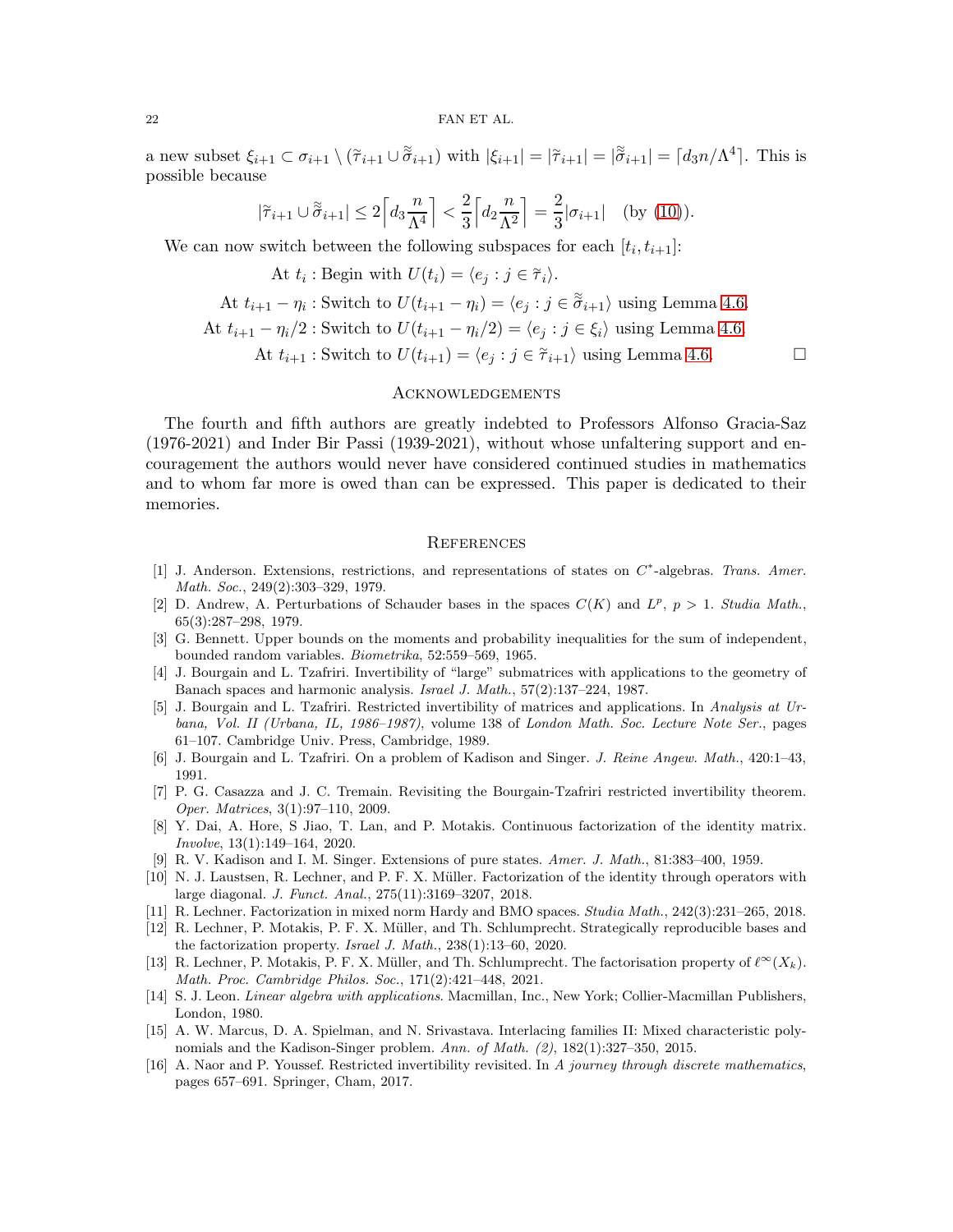a new subset $\xi_{i+1} \subset \sigma_{i+1} \setminus (\widetilde{\tau}_{i+1} \cup \widetilde{\widetilde{\sigma}}_{i+1})$ with $|\xi_{i+1}| = |\widetilde{\tau}_{i+1}| = |\widetilde{\widetilde{\sigma}}_{i+1}| = \lceil d_3 n/\Lambda^4 \rceil$. This is possible because

$$|\widetilde{\tau}_{i+1} \cup \widetilde{\widetilde{\sigma}}_{i+1}| \leq 2\Big\lceil d_3 \frac{n}{\Lambda^4} \Big\rceil < \frac{2}{3}\Big\lceil d_2 \frac{n}{\Lambda^2} \Big\rceil = \frac{2}{3}|\sigma_{i+1}| \quad \text{(by (10))}.$$

We can now switch between the following subspaces for each $[t_i, t_{i+1}]$:

$$\begin{aligned}
\text{At } t_i &: \text{Begin with } U(t_i) = \langle e_j : j \in \widetilde{\tau}_i \rangle. \\
\text{At } t_{i+1} - \eta_i &: \text{Switch to } U(t_{i+1} - \eta_i) = \langle e_j : j \in \widetilde{\widetilde{\sigma}}_{i+1} \rangle \text{ using Lemma 4.6.} \\
\text{At } t_{i+1} - \eta_i/2 &: \text{Switch to } U(t_{i+1} - \eta_i/2) = \langle e_j : j \in \xi_i \rangle \text{ using Lemma 4.6.} \\
\text{At } t_{i+1} &: \text{Switch to } U(t_{i+1}) = \langle e_j : j \in \widetilde{\tau}_{i+1} \rangle \text{ using Lemma 4.6.}
\end{aligned}$$

□

## Acknowledgements

The fourth and fifth authors are greatly indebted to Professors Alfonso Gracia-Saz (1976-2021) and Inder Bir Passi (1939-2021), without whose unfaltering support and encouragement the authors would never have considered continued studies in mathematics and to whom far more is owed than can be expressed. This paper is dedicated to their memories.

## References

[1] J. Anderson. Extensions, restrictions, and representations of states on $C^*$-algebras. *Trans. Amer. Math. Soc.*, 249(2):303–329, 1979.

[2] D. Andrew, A. Perturbations of Schauder bases in the spaces $C(K)$ and $L^p$, $p > 1$. *Studia Math.*, 65(3):287–298, 1979.

[3] G. Bennett. Upper bounds on the moments and probability inequalities for the sum of independent, bounded random variables. *Biometrika*, 52:559–569, 1965.

[4] J. Bourgain and L. Tzafriri. Invertibility of "large" submatrices with applications to the geometry of Banach spaces and harmonic analysis. *Israel J. Math.*, 57(2):137–224, 1987.

[5] J. Bourgain and L. Tzafriri. Restricted invertibility of matrices and applications. In *Analysis at Urbana, Vol. II (Urbana, IL, 1986–1987)*, volume 138 of *London Math. Soc. Lecture Note Ser.*, pages 61–107. Cambridge Univ. Press, Cambridge, 1989.

[6] J. Bourgain and L. Tzafriri. On a problem of Kadison and Singer. *J. Reine Angew. Math.*, 420:1–43, 1991.

[7] P. G. Casazza and J. C. Tremain. Revisiting the Bourgain-Tzafriri restricted invertibility theorem. *Oper. Matrices*, 3(1):97–110, 2009.

[8] Y. Dai, A. Hore, S Jiao, T. Lan, and P. Motakis. Continuous factorization of the identity matrix. *Involve*, 13(1):149–164, 2020.

[9] R. V. Kadison and I. M. Singer. Extensions of pure states. *Amer. J. Math.*, 81:383–400, 1959.

[10] N. J. Laustsen, R. Lechner, and P. F. X. Müller. Factorization of the identity through operators with large diagonal. *J. Funct. Anal.*, 275(11):3169–3207, 2018.

[11] R. Lechner. Factorization in mixed norm Hardy and BMO spaces. *Studia Math.*, 242(3):231–265, 2018.

[12] R. Lechner, P. Motakis, P. F. X. Müller, and Th. Schlumprecht. Strategically reproducible bases and the factorization property. *Israel J. Math.*, 238(1):13–60, 2020.

[13] R. Lechner, P. Motakis, P. F. X. Müller, and Th. Schlumprecht. The factorisation property of $\ell^\infty(X_k)$. *Math. Proc. Cambridge Philos. Soc.*, 171(2):421–448, 2021.

[14] S. J. Leon. *Linear algebra with applications*. Macmillan, Inc., New York; Collier-Macmillan Publishers, London, 1980.

[15] A. W. Marcus, D. A. Spielman, and N. Srivastava. Interlacing families II: Mixed characteristic polynomials and the Kadison-Singer problem. *Ann. of Math. (2)*, 182(1):327–350, 2015.

[16] A. Naor and P. Youssef. Restricted invertibility revisited. In *A journey through discrete mathematics*, pages 657–691. Springer, Cham, 2017.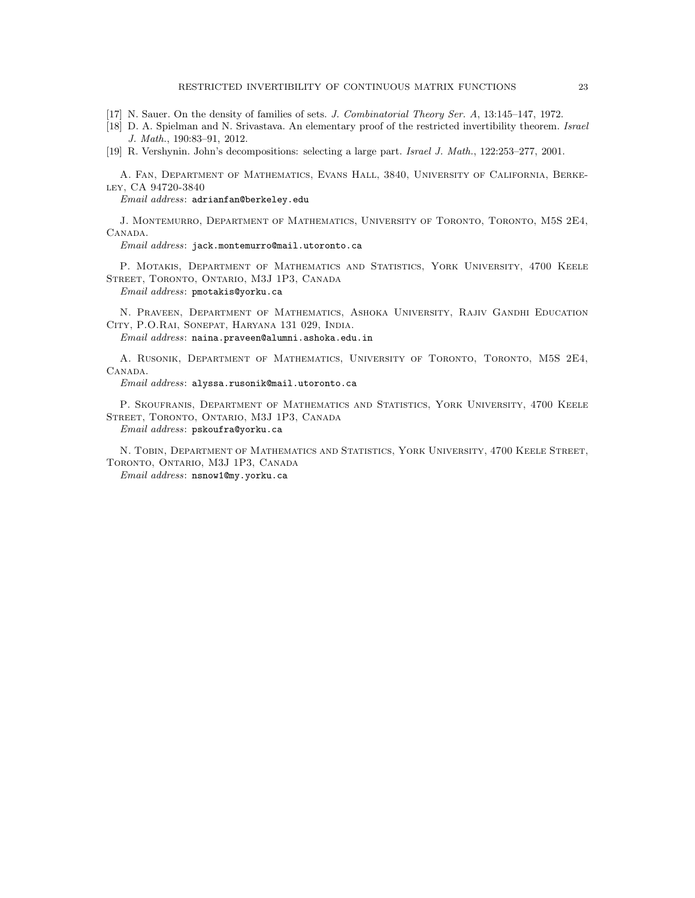[17] N. Sauer. On the density of families of sets. *J. Combinatorial Theory Ser. A*, 13:145–147, 1972.

[18] D. A. Spielman and N. Srivastava. An elementary proof of the restricted invertibility theorem. *Israel J. Math.*, 190:83–91, 2012.

[19] R. Vershynin. John's decompositions: selecting a large part. *Israel J. Math.*, 122:253–277, 2001.

A. Fan, Department of Mathematics, Evans Hall, 3840, University of California, Berkeley, CA 94720-3840

*Email address*: `adrianfan@berkeley.edu`

J. Montemurro, Department of Mathematics, University of Toronto, Toronto, M5S 2E4, Canada.

*Email address*: `jack.montemurro@mail.utoronto.ca`

P. Motakis, Department of Mathematics and Statistics, York University, 4700 Keele Street, Toronto, Ontario, M3J 1P3, Canada

*Email address*: `pmotakis@yorku.ca`

N. Praveen, Department of Mathematics, Ashoka University, Rajiv Gandhi Education City, P.O.Rai, Sonepat, Haryana 131 029, India.

*Email address*: `naina.praveen@alumni.ashoka.edu.in`

A. Rusonik, Department of Mathematics, University of Toronto, Toronto, M5S 2E4, Canada.

*Email address*: `alyssa.rusonik@mail.utoronto.ca`

P. Skoufranis, Department of Mathematics and Statistics, York University, 4700 Keele Street, Toronto, Ontario, M3J 1P3, Canada

*Email address*: `pskoufra@yorku.ca`

N. Tobin, Department of Mathematics and Statistics, York University, 4700 Keele Street, Toronto, Ontario, M3J 1P3, Canada

*Email address*: `nsnow1@my.yorku.ca`